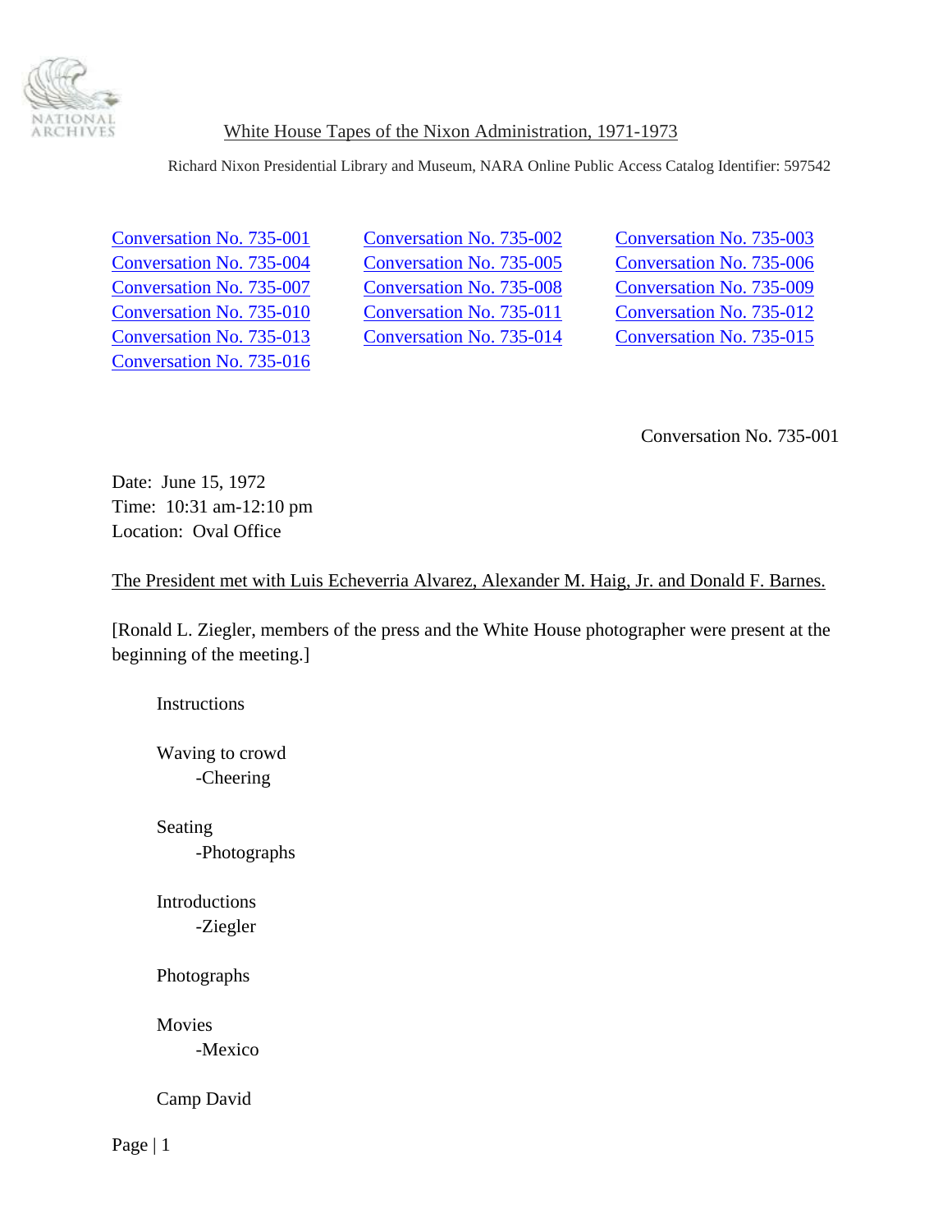White House Tapes of the Nixon Administration, 1971-1973

Richard Nixon Presidential Library and Museum, NARA Online Public Access Catalog Identifier: 597542

| | | |
|---|---|---|
| Conversation No. 735-001 | Conversation No. 735-002 | Conversation No. 735-003 |
| Conversation No. 735-004 | Conversation No. 735-005 | Conversation No. 735-006 |
| Conversation No. 735-007 | Conversation No. 735-008 | Conversation No. 735-009 |
| Conversation No. 735-010 | Conversation No. 735-011 | Conversation No. 735-012 |
| Conversation No. 735-013 | Conversation No. 735-014 | Conversation No. 735-015 |
| Conversation No. 735-016 | | |

Conversation No. 735-001

Date: June 15, 1972
Time: 10:31 am-12:10 pm
Location: Oval Office

The President met with Luis Echeverria Alvarez, Alexander M. Haig, Jr. and Donald F. Barnes.

[Ronald L. Ziegler, members of the press and the White House photographer were present at the beginning of the meeting.]

Instructions

Waving to crowd
- Cheering

Seating
- Photographs

Introductions
- Ziegler

Photographs

Movies
- Mexico

Camp David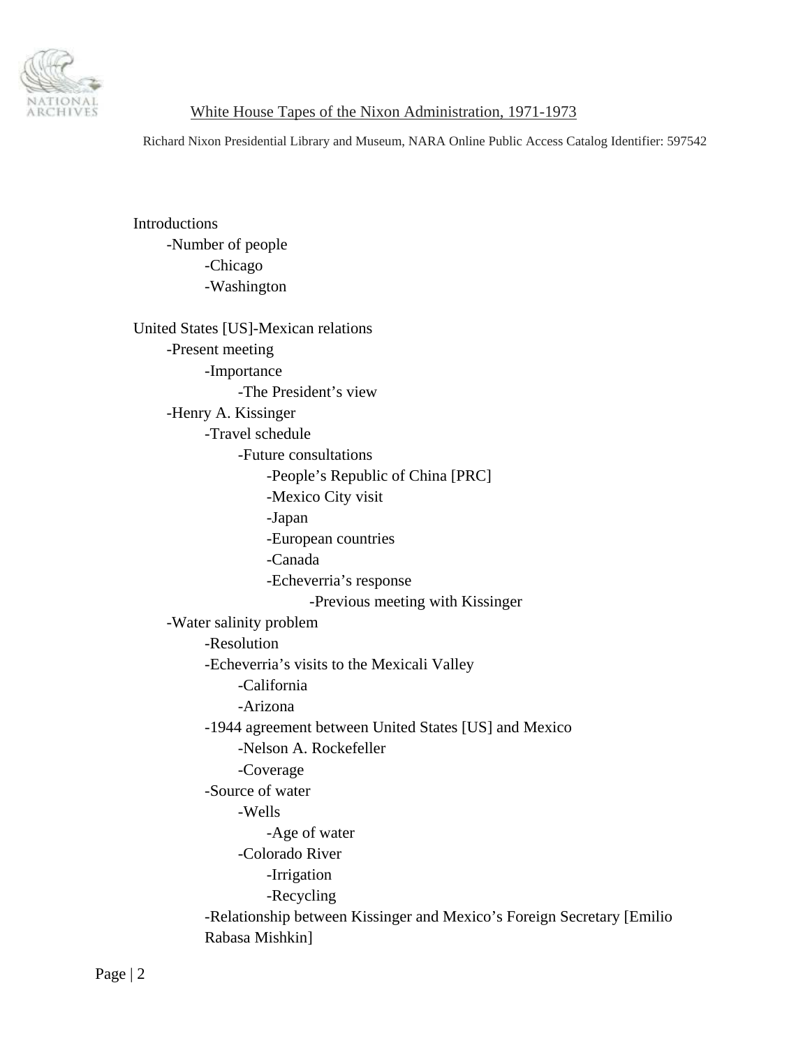Introductions
- -Number of people
    - -Chicago
    - -Washington

United States [US]-Mexican relations
- -Present meeting
    - -Importance
        - -The President's view
- -Henry A. Kissinger
    - -Travel schedule
        - -Future consultations
            - -People's Republic of China [PRC]
            - -Mexico City visit
            - -Japan
            - -European countries
            - -Canada
            - -Echeverria's response
                - -Previous meeting with Kissinger
- -Water salinity problem
    - -Resolution
    - -Echeverria's visits to the Mexicali Valley
        - -California
        - -Arizona
    - -1944 agreement between United States [US] and Mexico
        - -Nelson A. Rockefeller
        - -Coverage
    - -Source of water
        - -Wells
            - -Age of water
        - -Colorado River
            - -Irrigation
            - -Recycling
    - -Relationship between Kissinger and Mexico's Foreign Secretary [Emilio Rabasa Mishkin]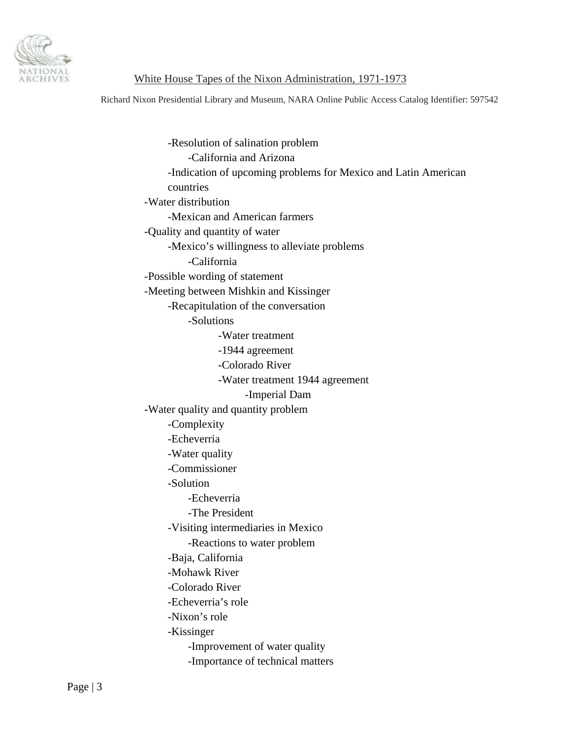- -Resolution of salination problem
  - -California and Arizona
- -Indication of upcoming problems for Mexico and Latin American countries

-Water distribution

- -Mexican and American farmers

-Quality and quantity of water

- -Mexico's willingness to alleviate problems
  - -California

-Possible wording of statement

-Meeting between Mishkin and Kissinger

- -Recapitulation of the conversation
  - -Solutions
    - -Water treatment
    - -1944 agreement
    - -Colorado River
    - -Water treatment 1944 agreement
      - -Imperial Dam

-Water quality and quantity problem

- -Complexity
- -Echeverria
- -Water quality
- -Commissioner
- -Solution
  - -Echeverria
  - -The President
- -Visiting intermediaries in Mexico
  - -Reactions to water problem
- -Baja, California
- -Mohawk River
- -Colorado River
- -Echeverria's role
- -Nixon's role
- -Kissinger
  - -Improvement of water quality
  - -Importance of technical matters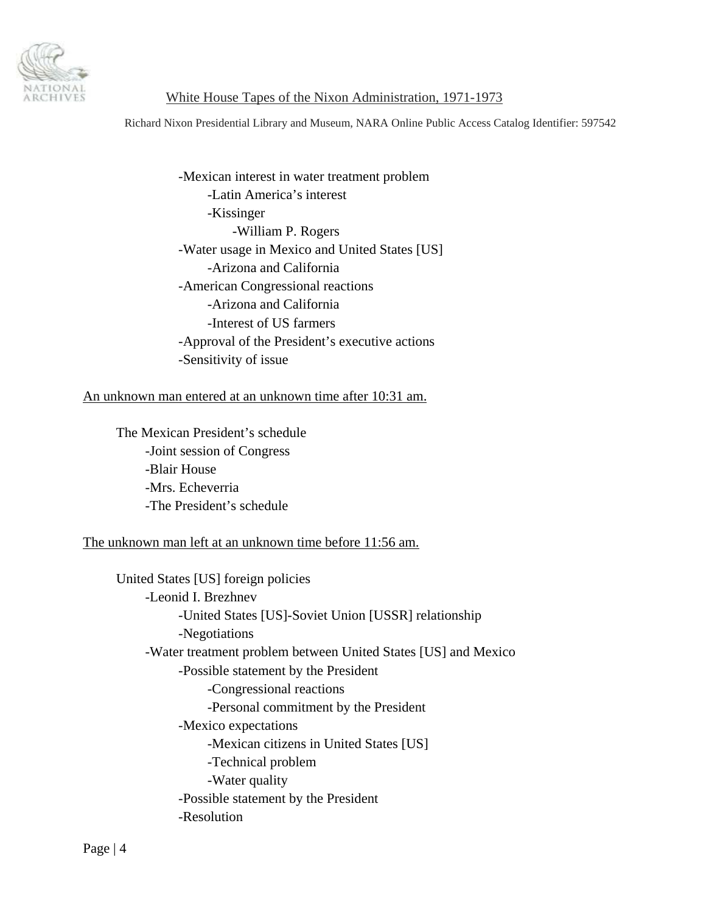- Mexican interest in water treatment problem
    - Latin America's interest
    - Kissinger
        - William P. Rogers
- Water usage in Mexico and United States [US]
    - Arizona and California
- American Congressional reactions
    - Arizona and California
    - Interest of US farmers
- Approval of the President's executive actions
- Sensitivity of issue

<u>An unknown man entered at an unknown time after 10:31 am.</u>

The Mexican President's schedule
- Joint session of Congress
- Blair House
- Mrs. Echeverria
- The President's schedule

<u>The unknown man left at an unknown time before 11:56 am.</u>

United States [US] foreign policies
- Leonid I. Brezhnev
    - United States [US]-Soviet Union [USSR] relationship
    - Negotiations
- Water treatment problem between United States [US] and Mexico
    - Possible statement by the President
        - Congressional reactions
        - Personal commitment by the President
    - Mexico expectations
        - Mexican citizens in United States [US]
        - Technical problem
        - Water quality
    - Possible statement by the President
    - Resolution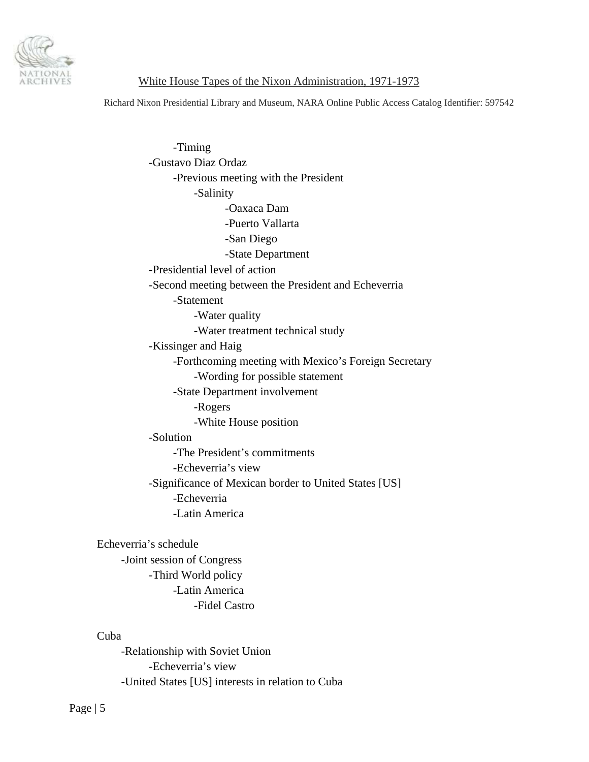- -Timing
- -Gustavo Diaz Ordaz
  - -Previous meeting with the President
    - -Salinity
      - -Oaxaca Dam
      - -Puerto Vallarta
      - -San Diego
      - -State Department
- -Presidential level of action
- -Second meeting between the President and Echeverria
  - -Statement
    - -Water quality
    - -Water treatment technical study
- -Kissinger and Haig
  - -Forthcoming meeting with Mexico's Foreign Secretary
    - -Wording for possible statement
  - -State Department involvement
    - -Rogers
    - -White House position
- -Solution
  - -The President's commitments
  - -Echeverria's view
- -Significance of Mexican border to United States [US]
  - -Echeverria
  - -Latin America

Echeverria's schedule

- -Joint session of Congress
  - -Third World policy
    - -Latin America
      - -Fidel Castro

Cuba

- -Relationship with Soviet Union
  - -Echeverria's view
- -United States [US] interests in relation to Cuba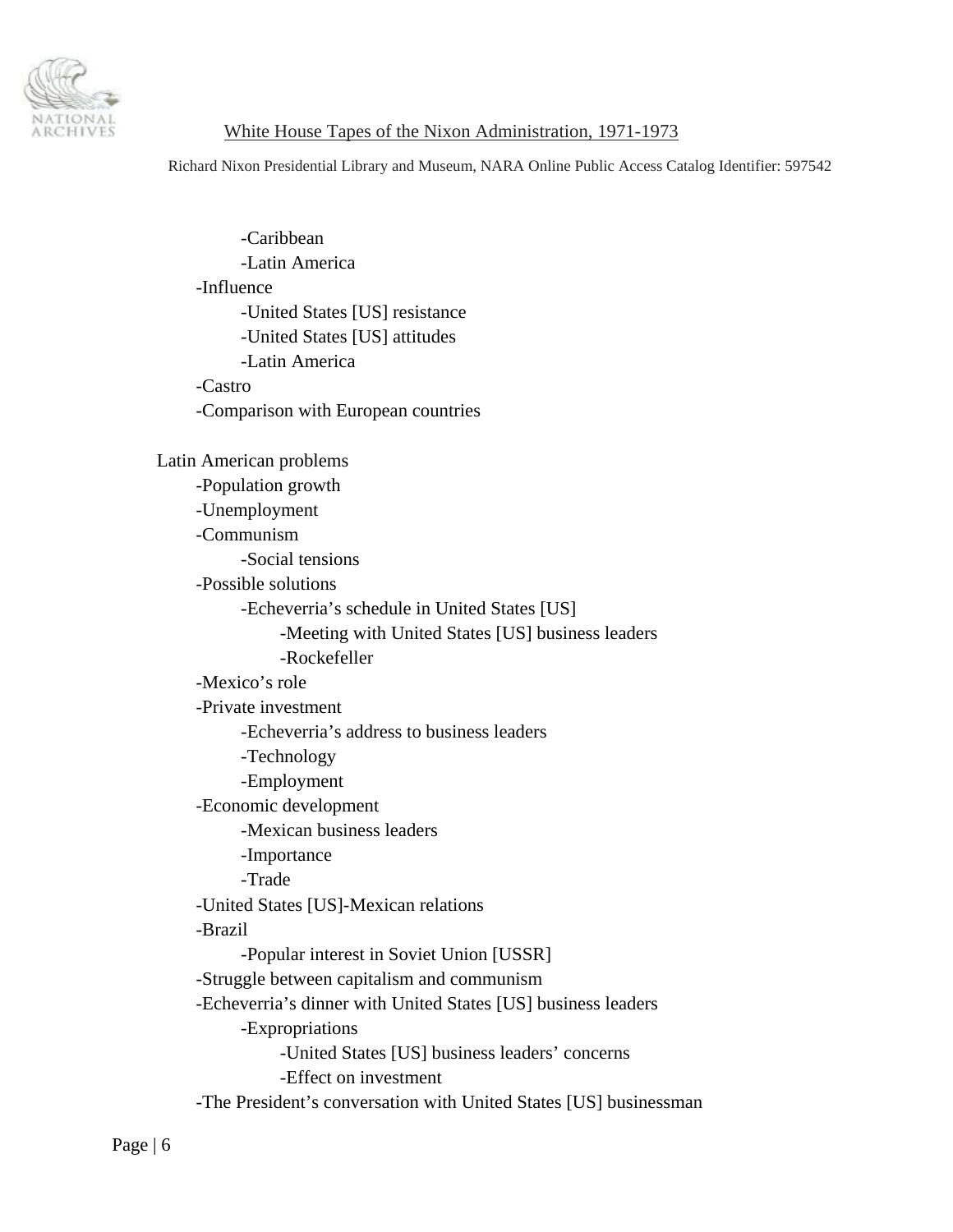- -Caribbean
- -Latin America
- -Influence
    - -United States [US] resistance
    - -United States [US] attitudes
    - -Latin America
- -Castro
- -Comparison with European countries

Latin American problems

- -Population growth
- -Unemployment
- -Communism
    - -Social tensions
- -Possible solutions
    - -Echeverria's schedule in United States [US]
        - -Meeting with United States [US] business leaders
        - -Rockefeller
- -Mexico's role
- -Private investment
    - -Echeverria's address to business leaders
    - -Technology
    - -Employment
- -Economic development
    - -Mexican business leaders
    - -Importance
    - -Trade
- -United States [US]-Mexican relations
- -Brazil
    - -Popular interest in Soviet Union [USSR]
- -Struggle between capitalism and communism
- -Echeverria's dinner with United States [US] business leaders
    - -Expropriations
        - -United States [US] business leaders' concerns
        - -Effect on investment
- -The President's conversation with United States [US] businessman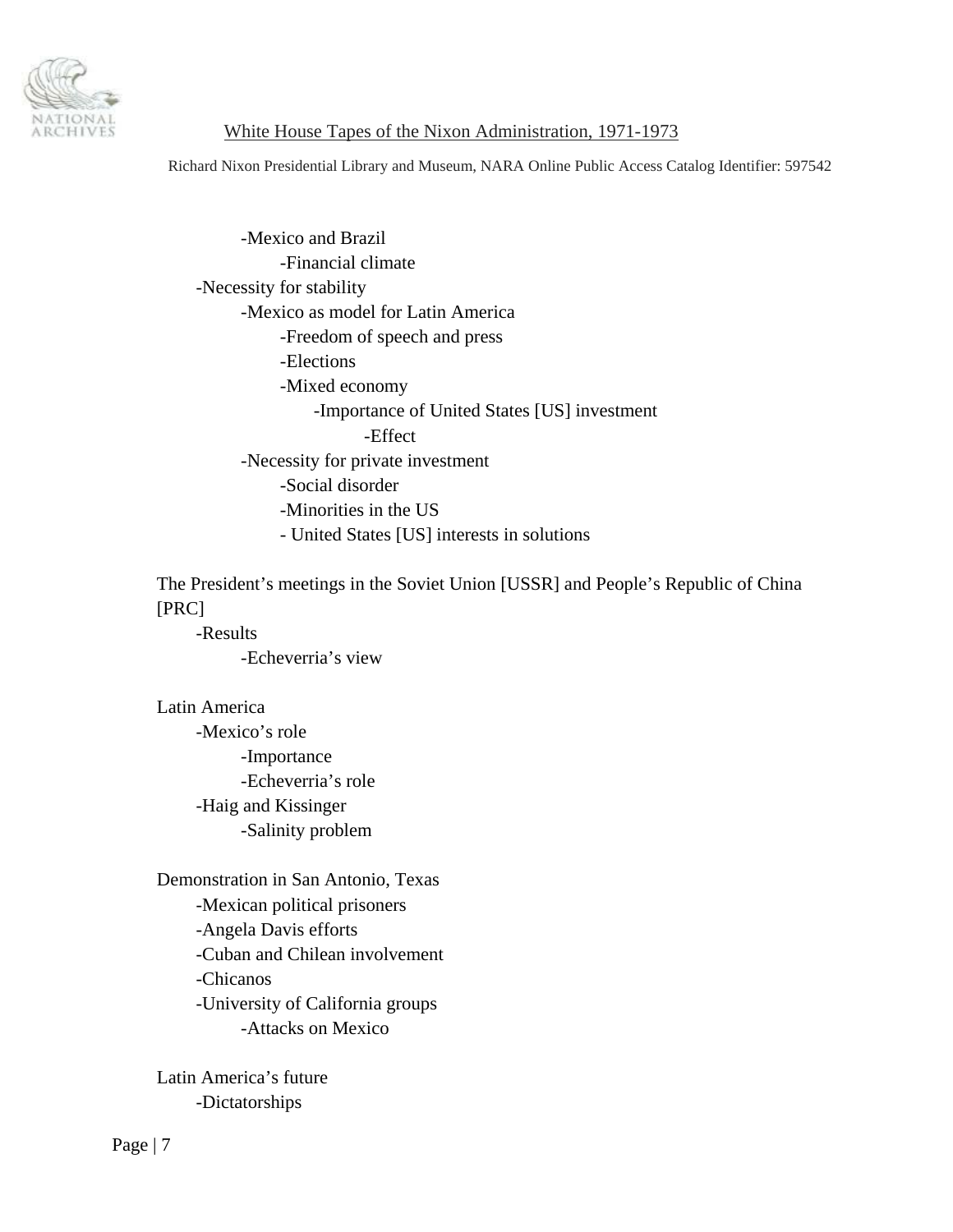- -Mexico and Brazil
    - -Financial climate
- -Necessity for stability
    - -Mexico as model for Latin America
        - -Freedom of speech and press
        - -Elections
        - -Mixed economy
            - -Importance of United States [US] investment
                - -Effect
    - -Necessity for private investment
        - -Social disorder
        - -Minorities in the US
        - - United States [US] interests in solutions

The President's meetings in the Soviet Union [USSR] and People's Republic of China [PRC]
- -Results
    - -Echeverria's view

Latin America
- -Mexico's role
    - -Importance
    - -Echeverria's role
- -Haig and Kissinger
    - -Salinity problem

Demonstration in San Antonio, Texas
- -Mexican political prisoners
- -Angela Davis efforts
- -Cuban and Chilean involvement
- -Chicanos
- -University of California groups
    - -Attacks on Mexico

Latin America's future
- -Dictatorships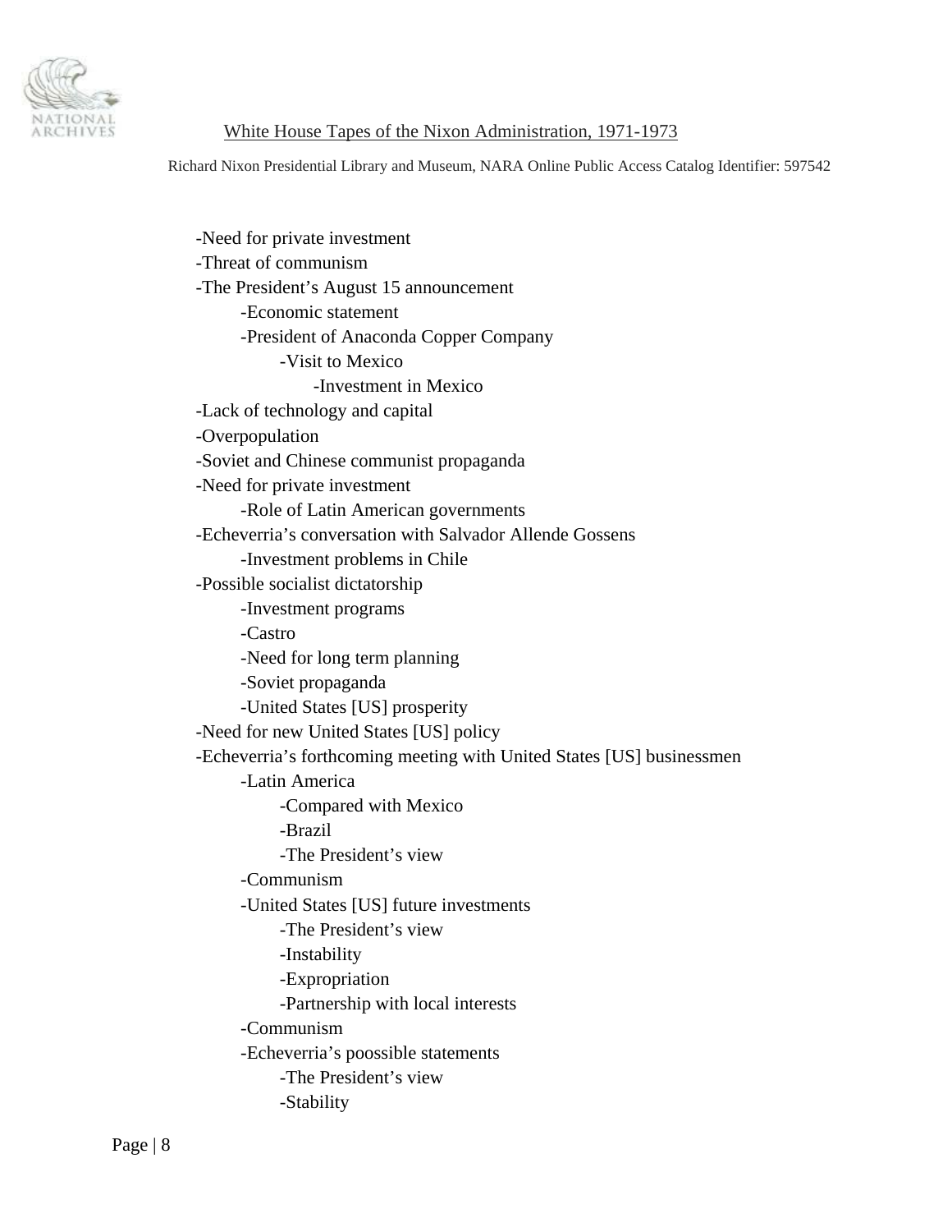- Need for private investment
- Threat of communism
- The President's August 15 announcement
  - Economic statement
  - President of Anaconda Copper Company
    - Visit to Mexico
      - Investment in Mexico
- Lack of technology and capital
- Overpopulation
- Soviet and Chinese communist propaganda
- Need for private investment
  - Role of Latin American governments
- Echeverria's conversation with Salvador Allende Gossens
  - Investment problems in Chile
- Possible socialist dictatorship
  - Investment programs
  - Castro
  - Need for long term planning
  - Soviet propaganda
  - United States [US] prosperity
- Need for new United States [US] policy
- Echeverria's forthcoming meeting with United States [US] businessmen
  - Latin America
    - Compared with Mexico
    - Brazil
    - The President's view
  - Communism
  - United States [US] future investments
    - The President's view
    - Instability
    - Expropriation
    - Partnership with local interests
  - Communism
  - Echeverria's poossible statements
    - The President's view
    - Stability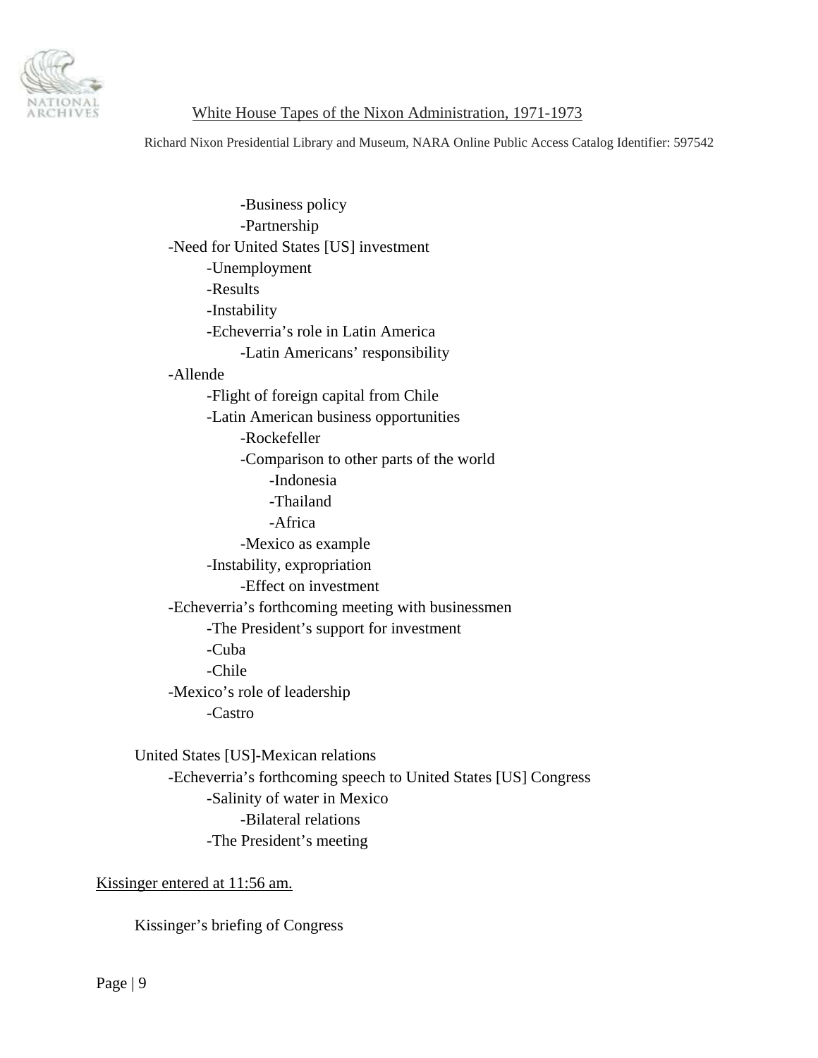- Business policy
- Partnership

- Need for United States [US] investment
  - Unemployment
  - Results
  - Instability
  - Echeverria's role in Latin America
    - Latin Americans' responsibility
- Allende
  - Flight of foreign capital from Chile
  - Latin American business opportunities
    - Rockefeller
    - Comparison to other parts of the world
      - Indonesia
      - Thailand
      - Africa
    - Mexico as example
  - Instability, expropriation
    - Effect on investment
- Echeverria's forthcoming meeting with businessmen
  - The President's support for investment
  - Cuba
  - Chile
- Mexico's role of leadership
  - Castro

United States [US]-Mexican relations

- Echeverria's forthcoming speech to United States [US] Congress
  - Salinity of water in Mexico
    - Bilateral relations
  - The President's meeting

<u>Kissinger entered at 11:56 am.</u>

Kissinger's briefing of Congress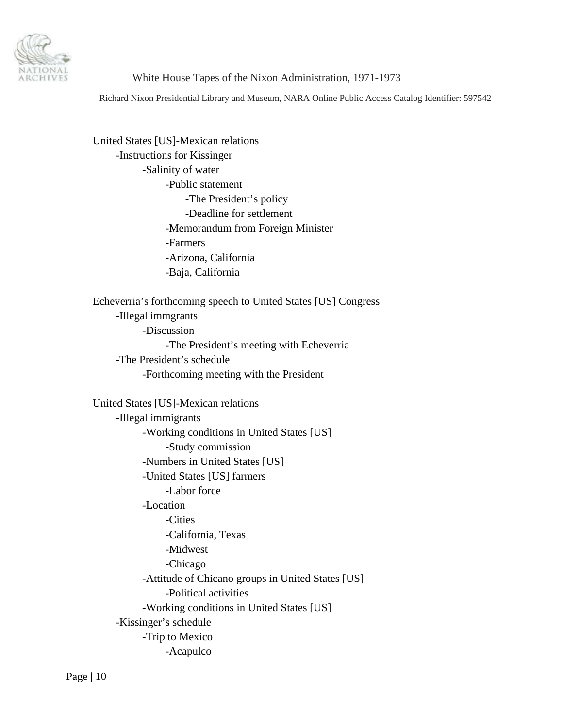United States [US]-Mexican relations
- Instructions for Kissinger
  - Salinity of water
    - Public statement
      - The President's policy
      - Deadline for settlement
    - Memorandum from Foreign Minister
    - Farmers
    - Arizona, California
    - Baja, California

Echeverria's forthcoming speech to United States [US] Congress
- Illegal immgrants
  - Discussion
    - The President's meeting with Echeverria
- The President's schedule
  - Forthcoming meeting with the President

United States [US]-Mexican relations
- Illegal immigrants
  - Working conditions in United States [US]
    - Study commission
  - Numbers in United States [US]
  - United States [US] farmers
    - Labor force
  - Location
    - Cities
    - California, Texas
    - Midwest
    - Chicago
  - Attitude of Chicano groups in United States [US]
    - Political activities
  - Working conditions in United States [US]
- Kissinger's schedule
  - Trip to Mexico
    - Acapulco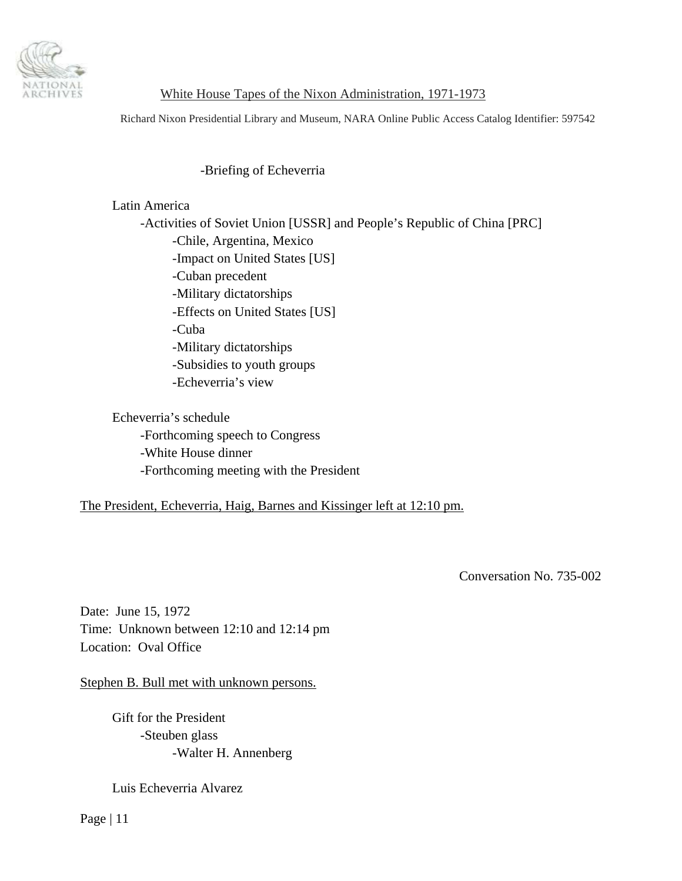-Briefing of Echeverria

Latin America
- -Activities of Soviet Union [USSR] and People's Republic of China [PRC]
  - -Chile, Argentina, Mexico
  - -Impact on United States [US]
  - -Cuban precedent
  - -Military dictatorships
  - -Effects on United States [US]
  - -Cuba
  - -Military dictatorships
  - -Subsidies to youth groups
  - -Echeverria's view

Echeverria's schedule
- -Forthcoming speech to Congress
- -White House dinner
- -Forthcoming meeting with the President

<u>The President, Echeverria, Haig, Barnes and Kissinger left at 12:10 pm.</u>

Conversation No. 735-002

Date: June 15, 1972
Time: Unknown between 12:10 and 12:14 pm
Location: Oval Office

<u>Stephen B. Bull met with unknown persons.</u>

Gift for the President
- -Steuben glass
  - -Walter H. Annenberg

Luis Echeverria Alvarez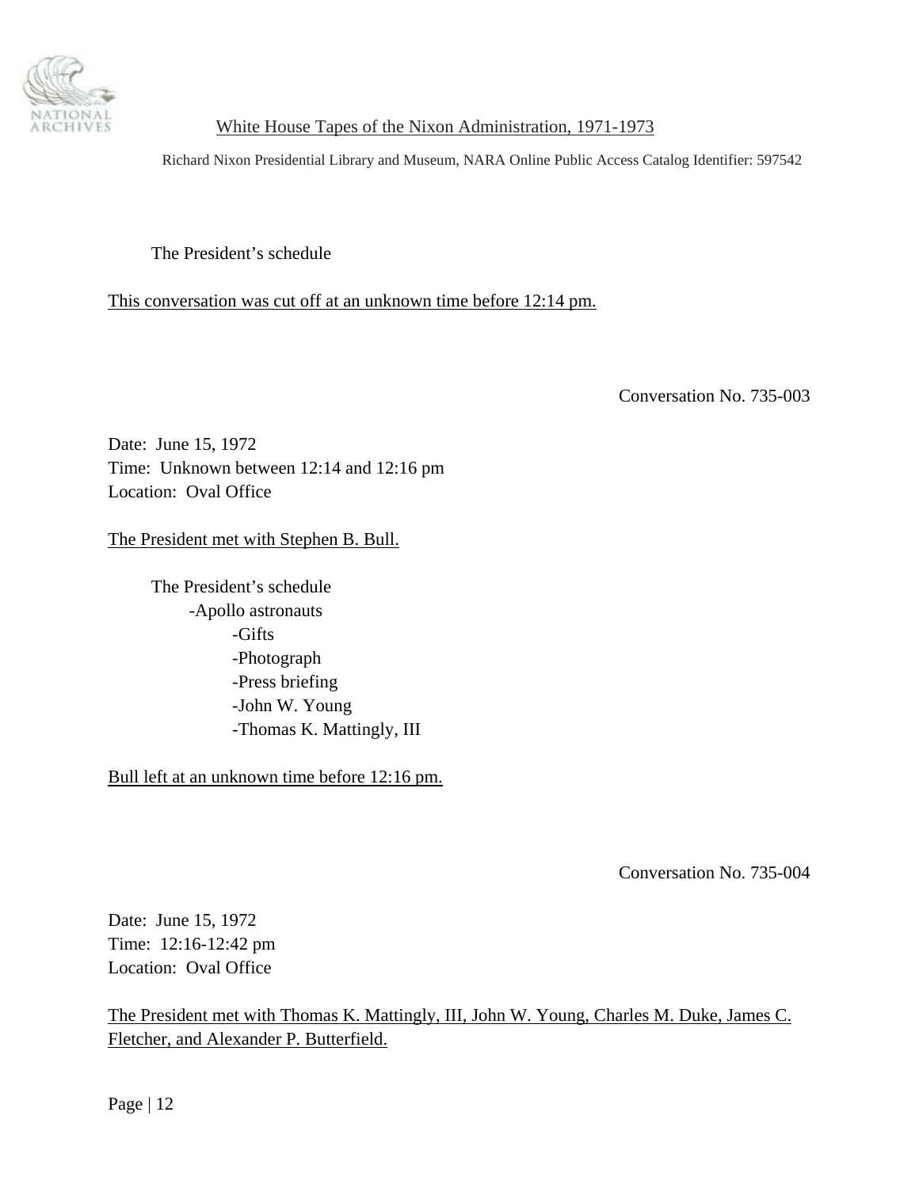The President's schedule

<u>This conversation was cut off at an unknown time before 12:14 pm.</u>

Conversation No. 735-003

Date: June 15, 1972
Time: Unknown between 12:14 and 12:16 pm
Location: Oval Office

<u>The President met with Stephen B. Bull.</u>

- The President's schedule
  - Apollo astronauts
    - Gifts
    - Photograph
    - Press briefing
    - John W. Young
    - Thomas K. Mattingly, III

<u>Bull left at an unknown time before 12:16 pm.</u>

Conversation No. 735-004

Date: June 15, 1972
Time: 12:16-12:42 pm
Location: Oval Office

<u>The President met with Thomas K. Mattingly, III, John W. Young, Charles M. Duke, James C. Fletcher, and Alexander P. Butterfield.</u>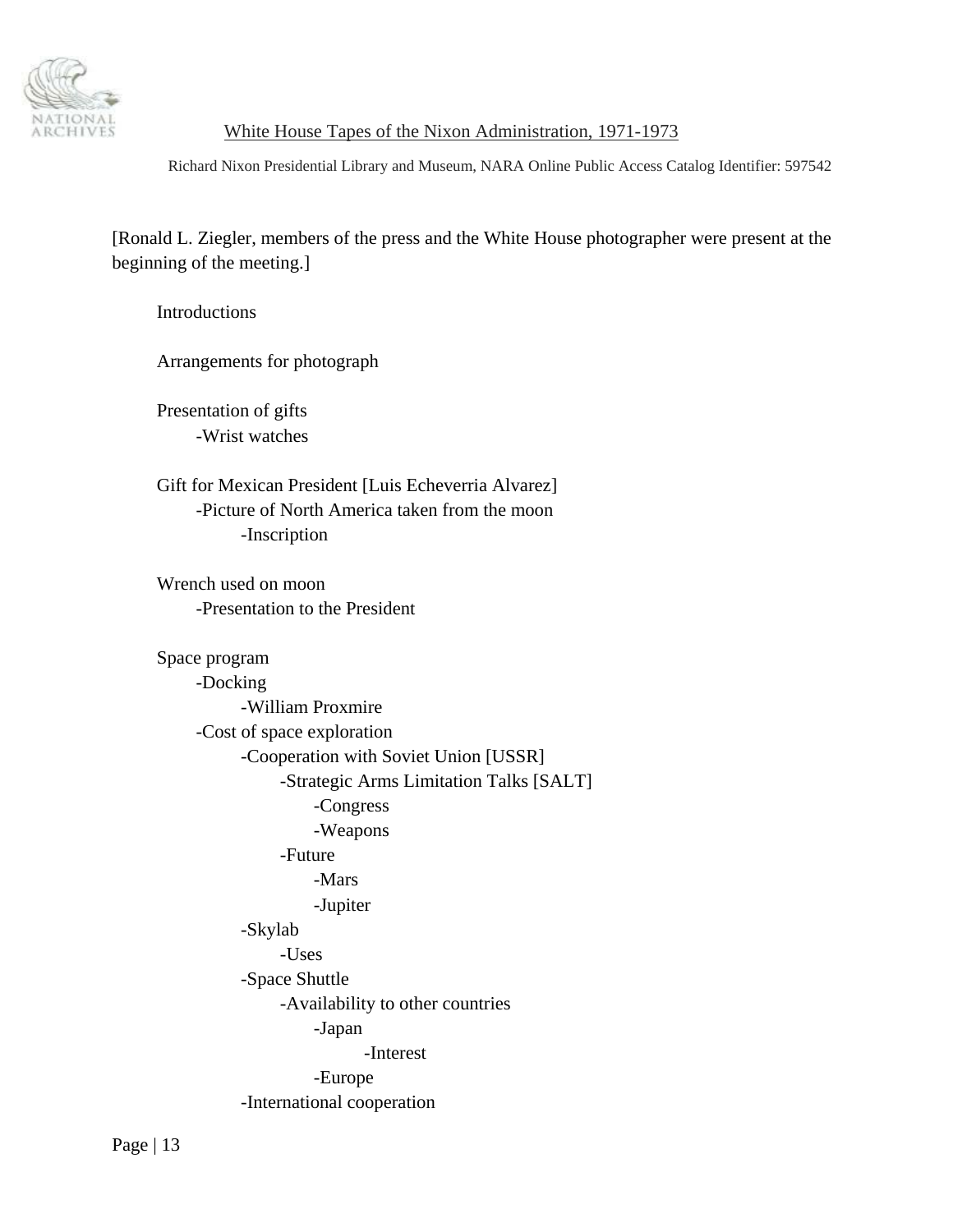[Ronald L. Ziegler, members of the press and the White House photographer were present at the beginning of the meeting.]

Introductions

Arrangements for photograph

Presentation of gifts
- -Wrist watches

Gift for Mexican President [Luis Echeverria Alvarez]
- -Picture of North America taken from the moon
  - -Inscription

Wrench used on moon
- -Presentation to the President

Space program
- -Docking
  - -William Proxmire
- -Cost of space exploration
  - -Cooperation with Soviet Union [USSR]
    - -Strategic Arms Limitation Talks [SALT]
      - -Congress
      - -Weapons
    - -Future
      - -Mars
      - -Jupiter
  - -Skylab
    - -Uses
  - -Space Shuttle
    - -Availability to other countries
      - -Japan
        - -Interest
      - -Europe
  - -International cooperation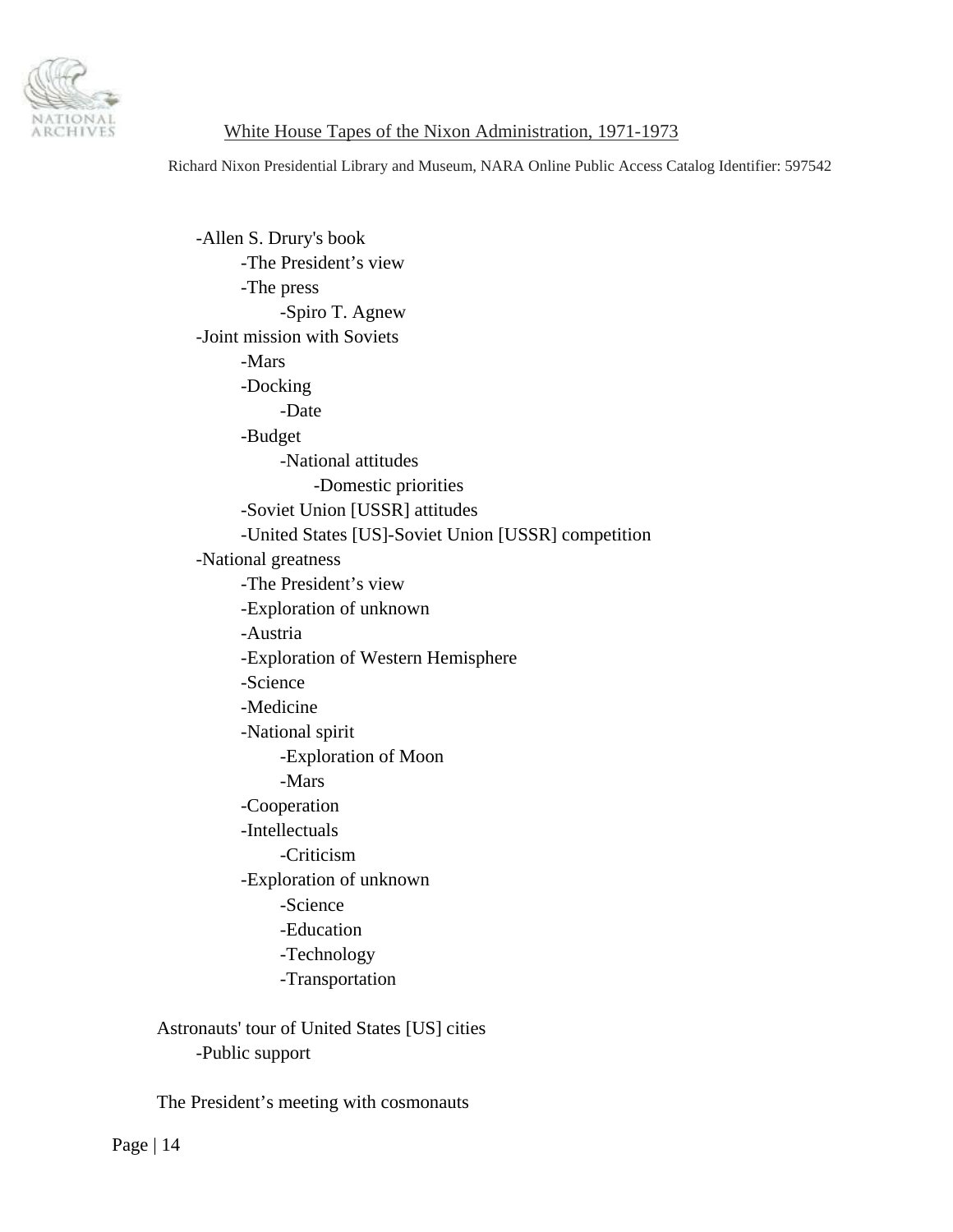- Allen S. Drury's book
    - The President's view
    - The press
        - Spiro T. Agnew
- Joint mission with Soviets
    - Mars
    - Docking
        - Date
    - Budget
        - National attitudes
            - Domestic priorities
    - Soviet Union [USSR] attitudes
    - United States [US]-Soviet Union [USSR] competition
- National greatness
    - The President's view
    - Exploration of unknown
    - Austria
    - Exploration of Western Hemisphere
    - Science
    - Medicine
    - National spirit
        - Exploration of Moon
        - Mars
    - Cooperation
    - Intellectuals
        - Criticism
    - Exploration of unknown
        - Science
        - Education
        - Technology
        - Transportation

Astronauts' tour of United States [US] cities

- Public support

The President's meeting with cosmonauts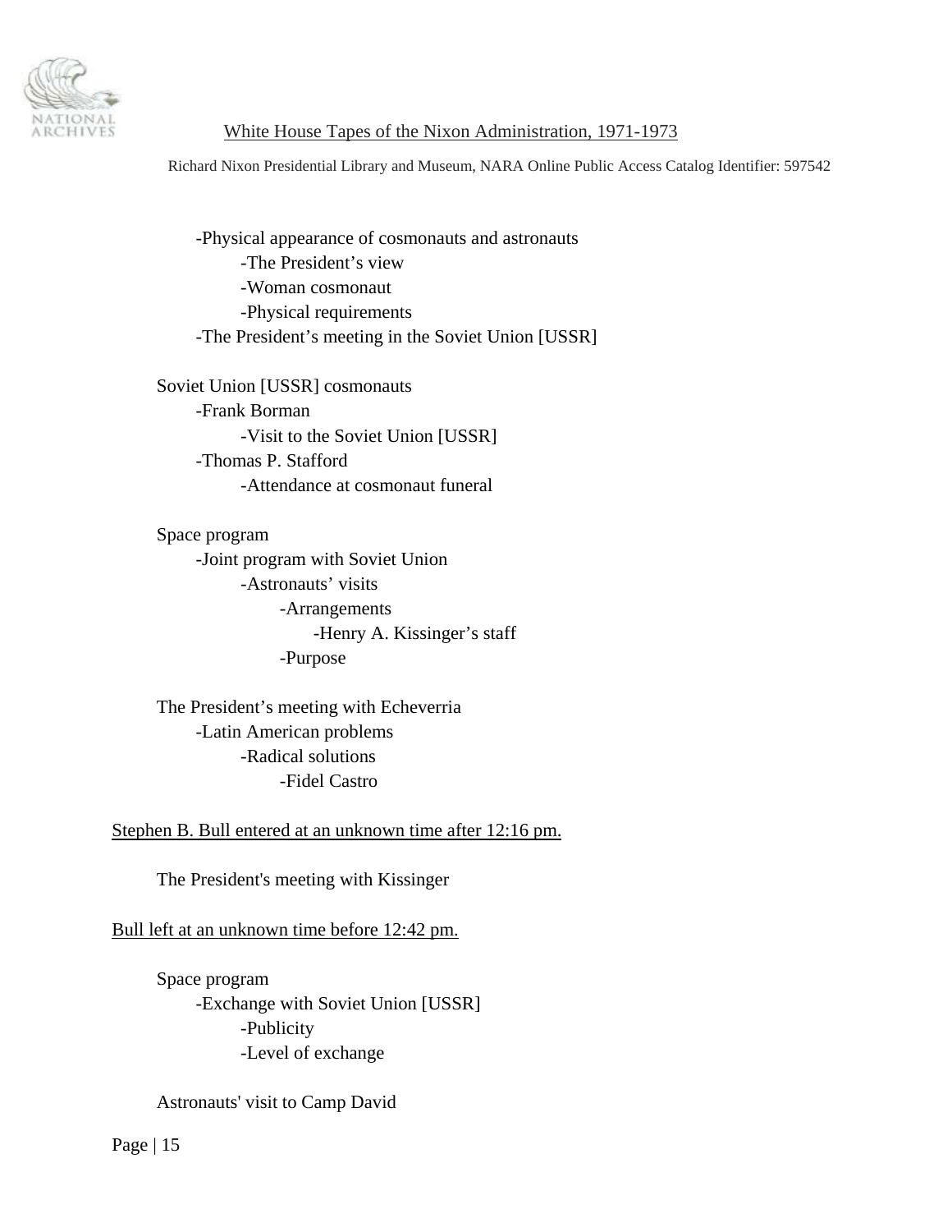- Physical appearance of cosmonauts and astronauts
  - The President's view
  - Woman cosmonaut
  - Physical requirements
- The President's meeting in the Soviet Union [USSR]

Soviet Union [USSR] cosmonauts
- Frank Borman
  - Visit to the Soviet Union [USSR]
- Thomas P. Stafford
  - Attendance at cosmonaut funeral

Space program
- Joint program with Soviet Union
  - Astronauts' visits
    - Arrangements
      - Henry A. Kissinger's staff
    - Purpose

The President's meeting with Echeverria
- Latin American problems
  - Radical solutions
    - Fidel Castro

<u>Stephen B. Bull entered at an unknown time after 12:16 pm.</u>

The President's meeting with Kissinger

<u>Bull left at an unknown time before 12:42 pm.</u>

Space program
- Exchange with Soviet Union [USSR]
  - Publicity
  - Level of exchange

Astronauts' visit to Camp David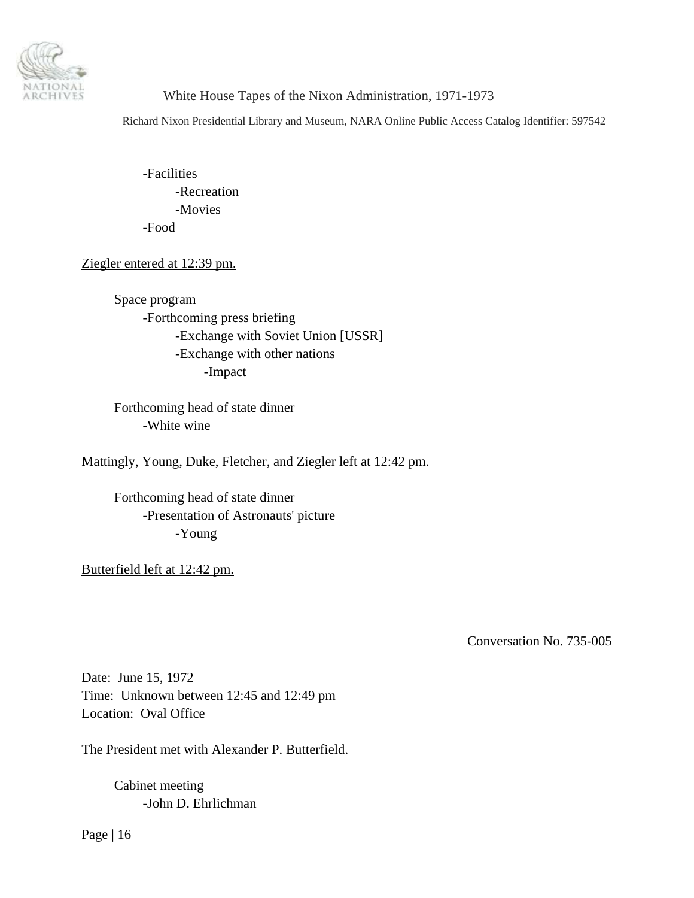- Facilities
  - Recreation
  - Movies
- Food

Ziegler entered at 12:39 pm.

Space program
- Forthcoming press briefing
  - Exchange with Soviet Union [USSR]
  - Exchange with other nations
    - Impact

Forthcoming head of state dinner
- White wine

Mattingly, Young, Duke, Fletcher, and Ziegler left at 12:42 pm.

Forthcoming head of state dinner
- Presentation of Astronauts' picture
  - Young

Butterfield left at 12:42 pm.

Conversation No. 735-005

Date: June 15, 1972
Time: Unknown between 12:45 and 12:49 pm
Location: Oval Office

The President met with Alexander P. Butterfield.

Cabinet meeting
- John D. Ehrlichman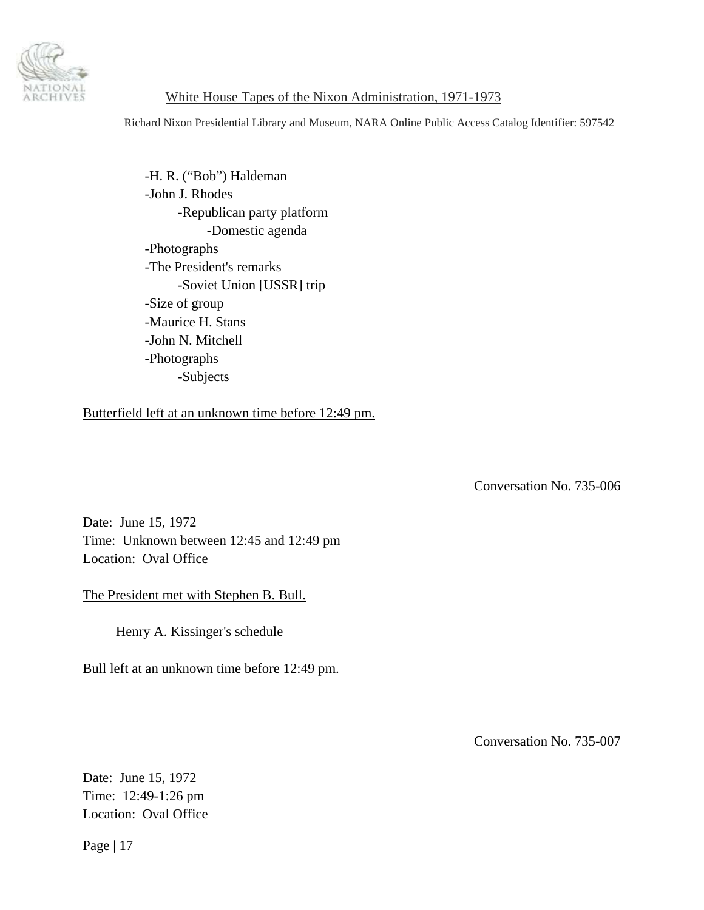- H. R. ("Bob") Haldeman
- John J. Rhodes
    - Republican party platform
        - Domestic agenda
- Photographs
- The President's remarks
    - Soviet Union [USSR] trip
- Size of group
- Maurice H. Stans
- John N. Mitchell
- Photographs
    - Subjects

Butterfield left at an unknown time before 12:49 pm.

Conversation No. 735-006

Date: June 15, 1972
Time: Unknown between 12:45 and 12:49 pm
Location: Oval Office

The President met with Stephen B. Bull.

Henry A. Kissinger's schedule

Bull left at an unknown time before 12:49 pm.

Conversation No. 735-007

Date: June 15, 1972
Time: 12:49-1:26 pm
Location: Oval Office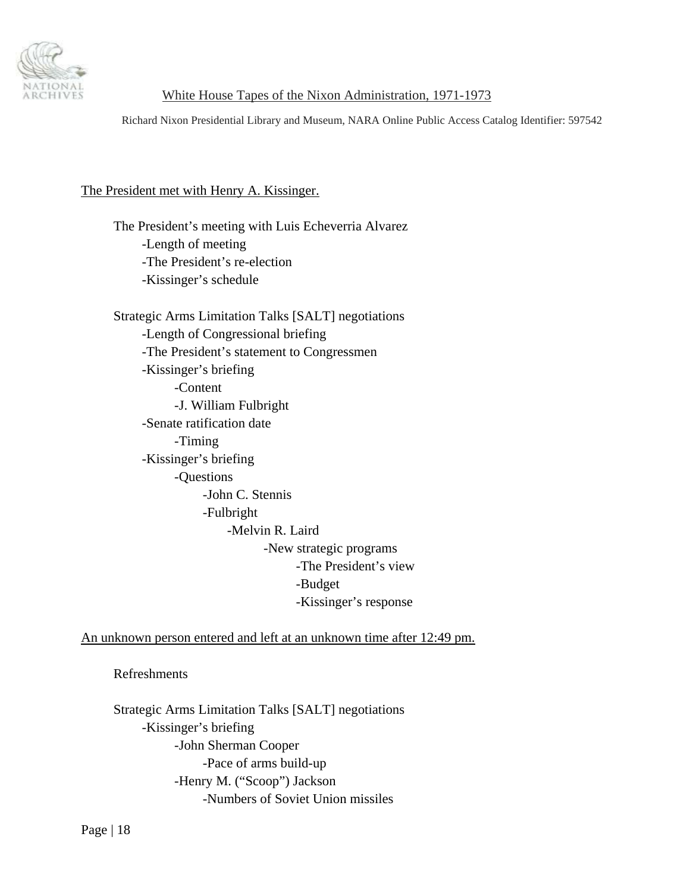The President met with Henry A. Kissinger.

- The President's meeting with Luis Echeverria Alvarez
  - -Length of meeting
  - -The President's re-election
  - -Kissinger's schedule

- Strategic Arms Limitation Talks [SALT] negotiations
  - -Length of Congressional briefing
  - -The President's statement to Congressmen
  - -Kissinger's briefing
    - -Content
    - -J. William Fulbright
  - -Senate ratification date
    - -Timing
  - -Kissinger's briefing
    - -Questions
      - -John C. Stennis
      - -Fulbright
        - -Melvin R. Laird
          - -New strategic programs
            - -The President's view
            - -Budget
            - -Kissinger's response

An unknown person entered and left at an unknown time after 12:49 pm.

- Refreshments

- Strategic Arms Limitation Talks [SALT] negotiations
  - -Kissinger's briefing
    - -John Sherman Cooper
      - -Pace of arms build-up
    - -Henry M. ("Scoop") Jackson
      - -Numbers of Soviet Union missiles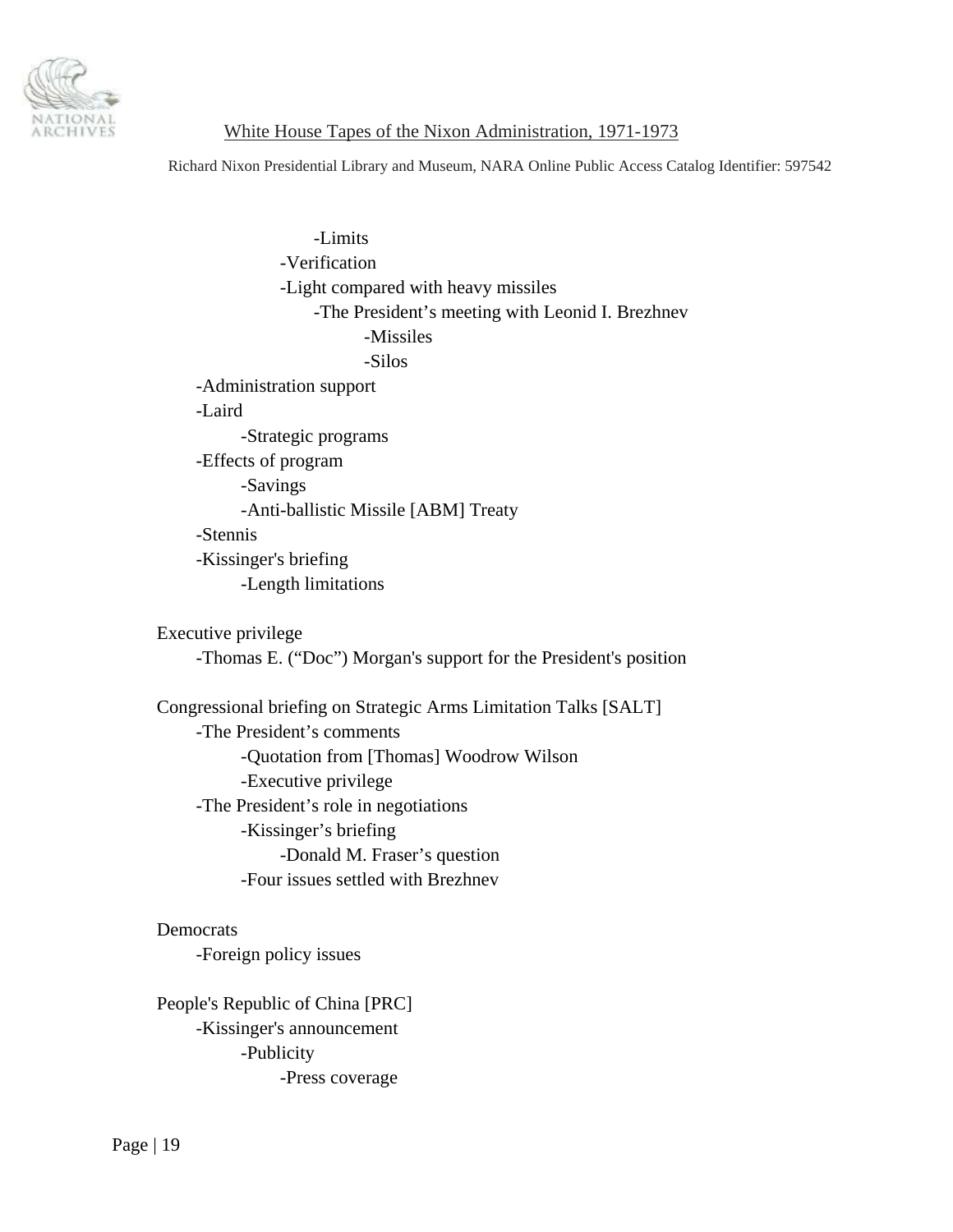- Limits
  - Verification
  - Light compared with heavy missiles
    - The President's meeting with Leonid I. Brezhnev
      - Missiles
      - Silos
- Administration support
- Laird
  - Strategic programs
- Effects of program
  - Savings
  - Anti-ballistic Missile [ABM] Treaty
- Stennis
- Kissinger's briefing
  - Length limitations

Executive privilege
- Thomas E. ("Doc") Morgan's support for the President's position

Congressional briefing on Strategic Arms Limitation Talks [SALT]
- The President's comments
  - Quotation from [Thomas] Woodrow Wilson
  - Executive privilege
- The President's role in negotiations
  - Kissinger's briefing
    - Donald M. Fraser's question
  - Four issues settled with Brezhnev

Democrats
- Foreign policy issues

People's Republic of China [PRC]
- Kissinger's announcement
  - Publicity
    - Press coverage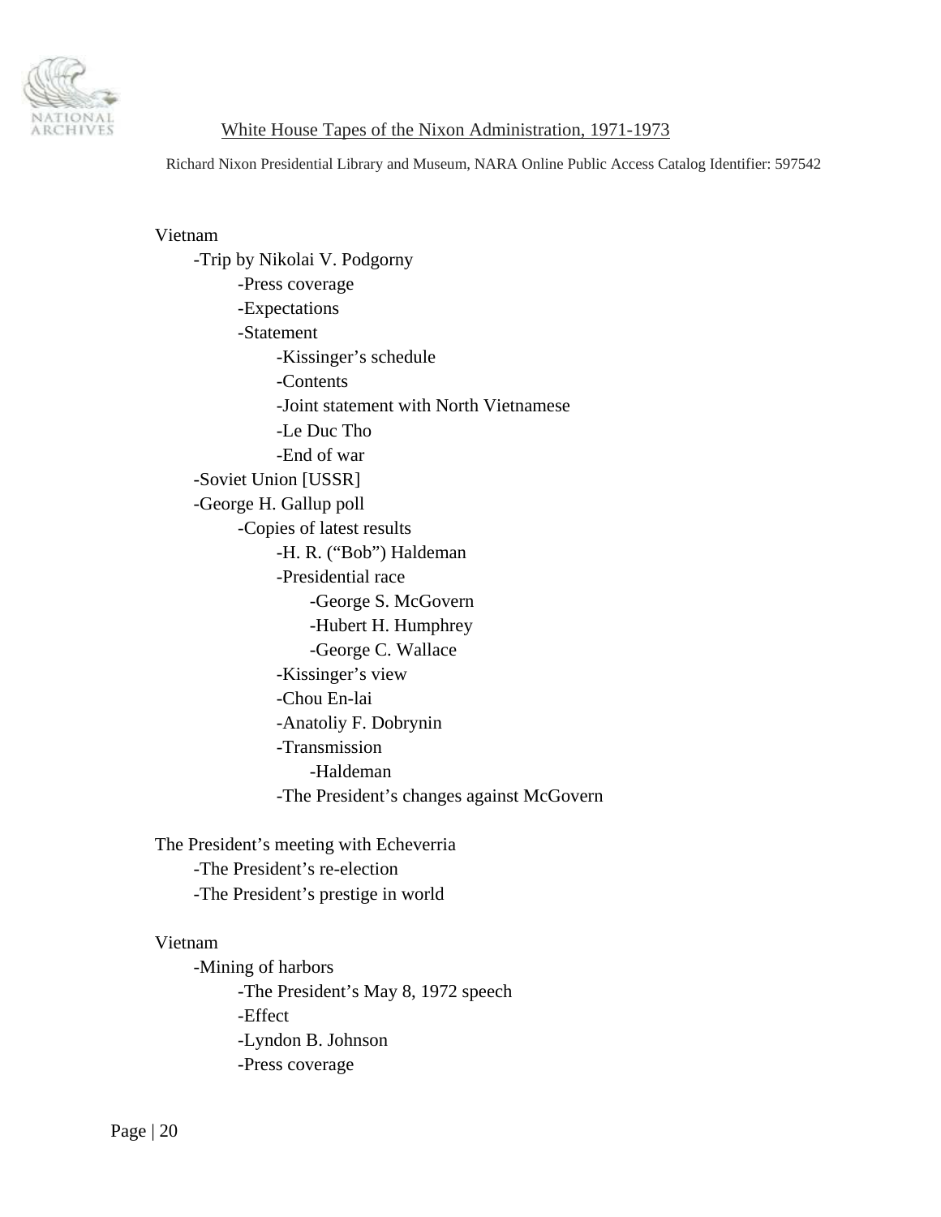Vietnam
- Trip by Nikolai V. Podgorny
  - Press coverage
  - Expectations
  - Statement
    - Kissinger's schedule
    - Contents
    - Joint statement with North Vietnamese
    - Le Duc Tho
    - End of war
- Soviet Union [USSR]
- George H. Gallup poll
  - Copies of latest results
    - H. R. ("Bob") Haldeman
    - Presidential race
      - George S. McGovern
      - Hubert H. Humphrey
      - George C. Wallace
    - Kissinger's view
    - Chou En-lai
    - Anatoliy F. Dobrynin
    - Transmission
      - Haldeman
    - The President's changes against McGovern

The President's meeting with Echeverria
- The President's re-election
- The President's prestige in world

Vietnam
- Mining of harbors
  - The President's May 8, 1972 speech
  - Effect
  - Lyndon B. Johnson
  - Press coverage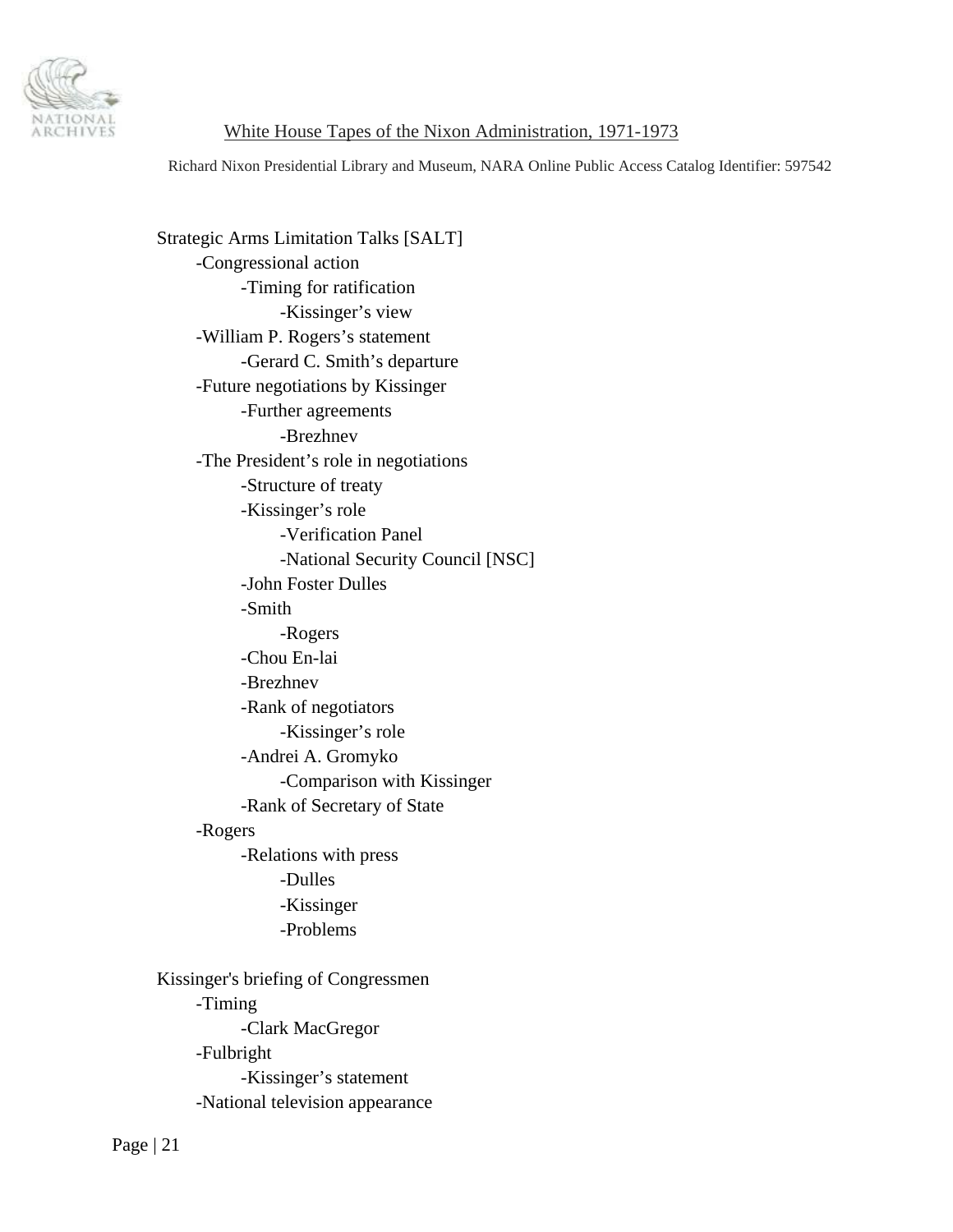Strategic Arms Limitation Talks [SALT]
- -Congressional action
    - -Timing for ratification
        - -Kissinger's view
- -William P. Rogers's statement
    - -Gerard C. Smith's departure
- -Future negotiations by Kissinger
    - -Further agreements
        - -Brezhnev
- -The President's role in negotiations
    - -Structure of treaty
    - -Kissinger's role
        - -Verification Panel
        - -National Security Council [NSC]
    - -John Foster Dulles
    - -Smith
        - -Rogers
    - -Chou En-lai
    - -Brezhnev
    - -Rank of negotiators
        - -Kissinger's role
    - -Andrei A. Gromyko
        - -Comparison with Kissinger
    - -Rank of Secretary of State
- -Rogers
    - -Relations with press
        - -Dulles
        - -Kissinger
        - -Problems

Kissinger's briefing of Congressmen
- -Timing
    - -Clark MacGregor
- -Fulbright
    - -Kissinger's statement
- -National television appearance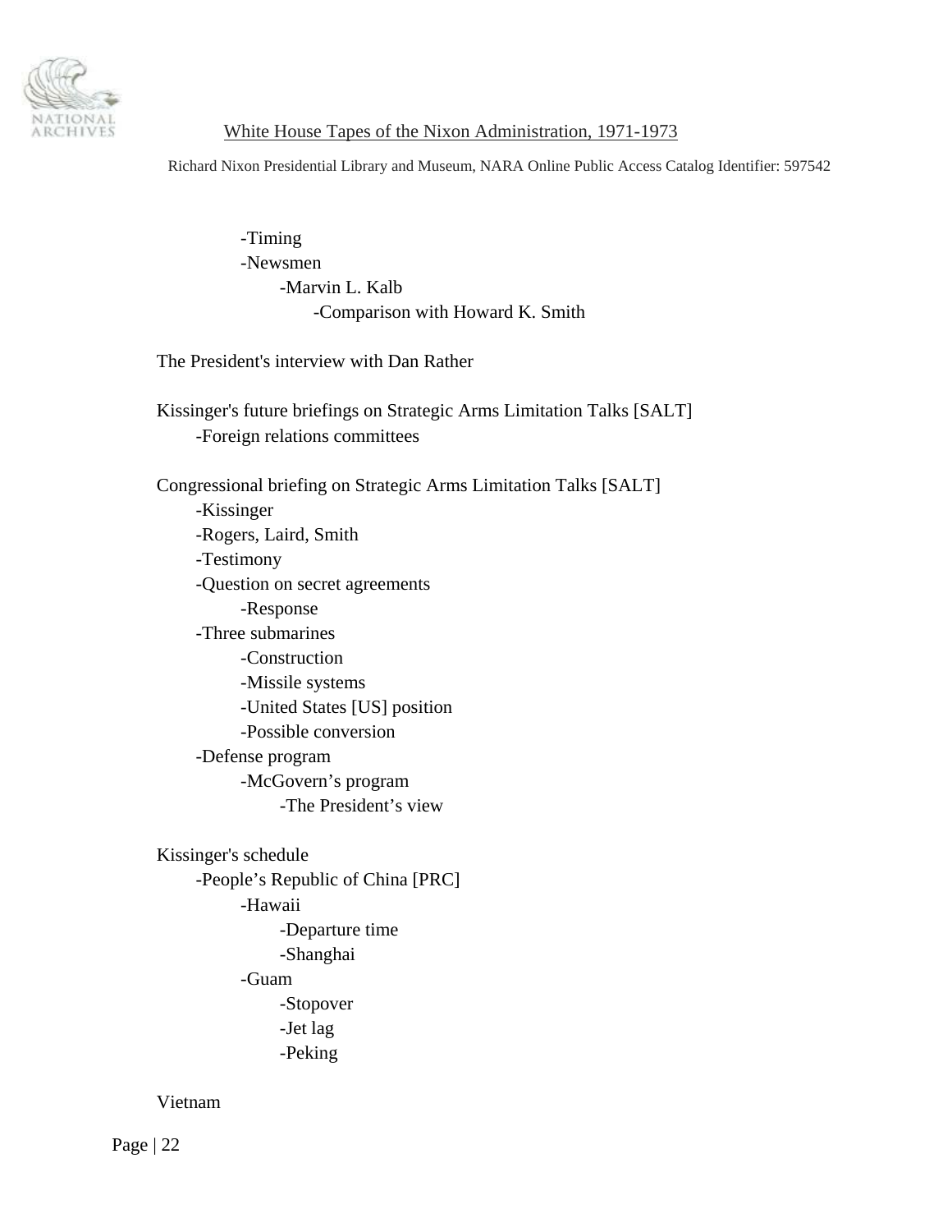-Timing
-Newsmen
-Marvin L. Kalb
-Comparison with Howard K. Smith

The President's interview with Dan Rather

Kissinger's future briefings on Strategic Arms Limitation Talks [SALT]
-Foreign relations committees

Congressional briefing on Strategic Arms Limitation Talks [SALT]
-Kissinger
-Rogers, Laird, Smith
-Testimony
-Question on secret agreements
-Response
-Three submarines
-Construction
-Missile systems
-United States [US] position
-Possible conversion
-Defense program
-McGovern's program
-The President's view

Kissinger's schedule
-People's Republic of China [PRC]
-Hawaii
-Departure time
-Shanghai
-Guam
-Stopover
-Jet lag
-Peking

Vietnam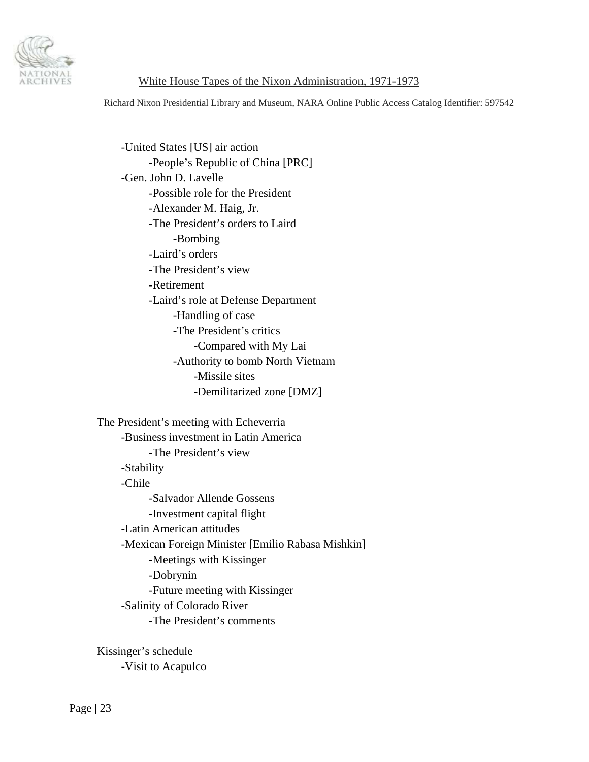- United States [US] air action
  - People's Republic of China [PRC]
- Gen. John D. Lavelle
  - Possible role for the President
  - Alexander M. Haig, Jr.
  - The President's orders to Laird
    - Bombing
  - Laird's orders
  - The President's view
  - Retirement
  - Laird's role at Defense Department
    - Handling of case
    - The President's critics
      - Compared with My Lai
    - Authority to bomb North Vietnam
      - Missile sites
      - Demilitarized zone [DMZ]

The President's meeting with Echeverria

- Business investment in Latin America
  - The President's view
- Stability
- Chile
  - Salvador Allende Gossens
  - Investment capital flight
- Latin American attitudes
- Mexican Foreign Minister [Emilio Rabasa Mishkin]
  - Meetings with Kissinger
  - Dobrynin
  - Future meeting with Kissinger
- Salinity of Colorado River
  - The President's comments

Kissinger's schedule

- Visit to Acapulco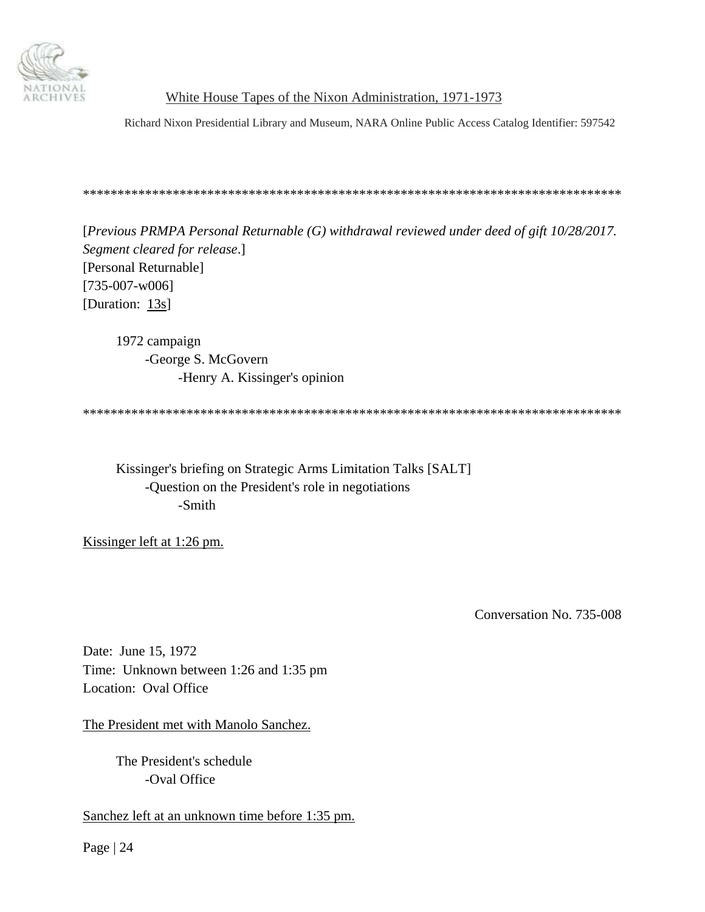*******************************************************************************

[*Previous PRMPA Personal Returnable (G) withdrawal reviewed under deed of gift 10/28/2017. Segment cleared for release*.]
[Personal Returnable]
[735-007-w006]
[Duration: 13s]

- 1972 campaign
  - George S. McGovern
    - Henry A. Kissinger's opinion

*******************************************************************************

- Kissinger's briefing on Strategic Arms Limitation Talks [SALT]
  - Question on the President's role in negotiations
    - Smith

Kissinger left at 1:26 pm.

Conversation No. 735-008

Date: June 15, 1972
Time: Unknown between 1:26 and 1:35 pm
Location: Oval Office

The President met with Manolo Sanchez.

- The President's schedule
  - Oval Office

Sanchez left at an unknown time before 1:35 pm.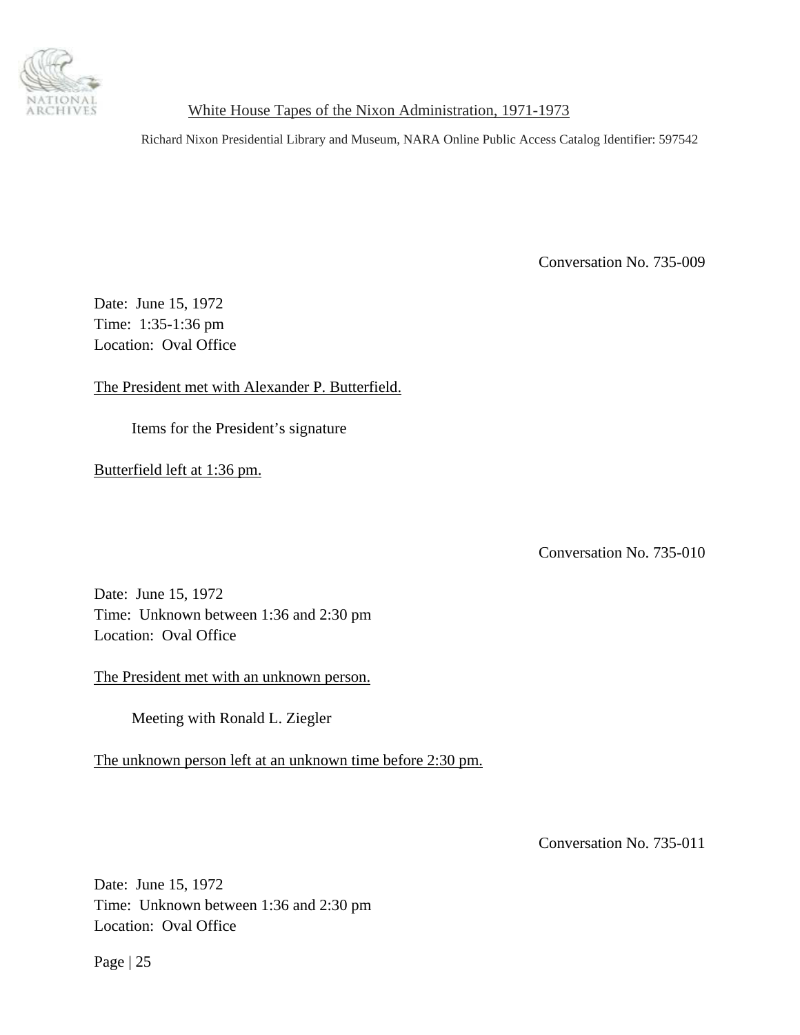Conversation No. 735-009

Date: June 15, 1972
Time: 1:35-1:36 pm
Location: Oval Office

The President met with Alexander P. Butterfield.

Items for the President's signature

Butterfield left at 1:36 pm.

Conversation No. 735-010

Date: June 15, 1972
Time: Unknown between 1:36 and 2:30 pm
Location: Oval Office

The President met with an unknown person.

Meeting with Ronald L. Ziegler

The unknown person left at an unknown time before 2:30 pm.

Conversation No. 735-011

Date: June 15, 1972
Time: Unknown between 1:36 and 2:30 pm
Location: Oval Office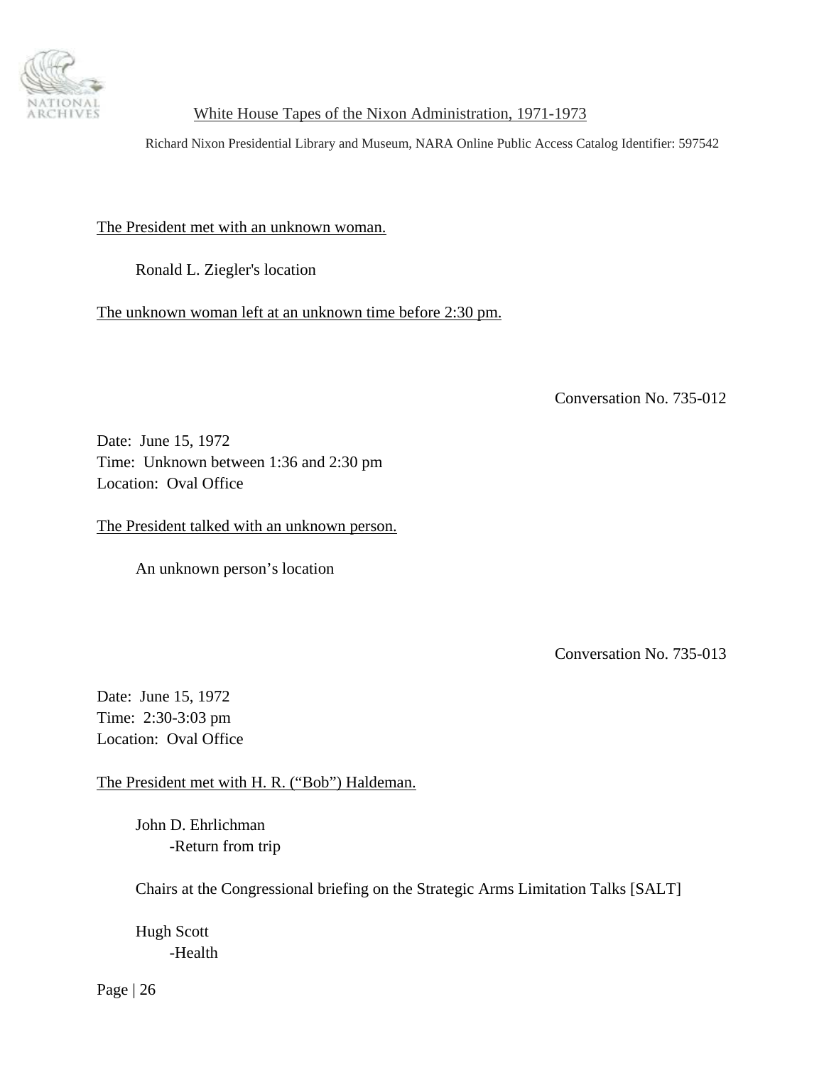The President met with an unknown woman.

Ronald L. Ziegler's location

The unknown woman left at an unknown time before 2:30 pm.

Conversation No. 735-012

Date: June 15, 1972
Time: Unknown between 1:36 and 2:30 pm
Location: Oval Office

The President talked with an unknown person.

An unknown person's location

Conversation No. 735-013

Date: June 15, 1972
Time: 2:30-3:03 pm
Location: Oval Office

The President met with H. R. ("Bob") Haldeman.

John D. Ehrlichman
- Return from trip

Chairs at the Congressional briefing on the Strategic Arms Limitation Talks [SALT]

Hugh Scott
- Health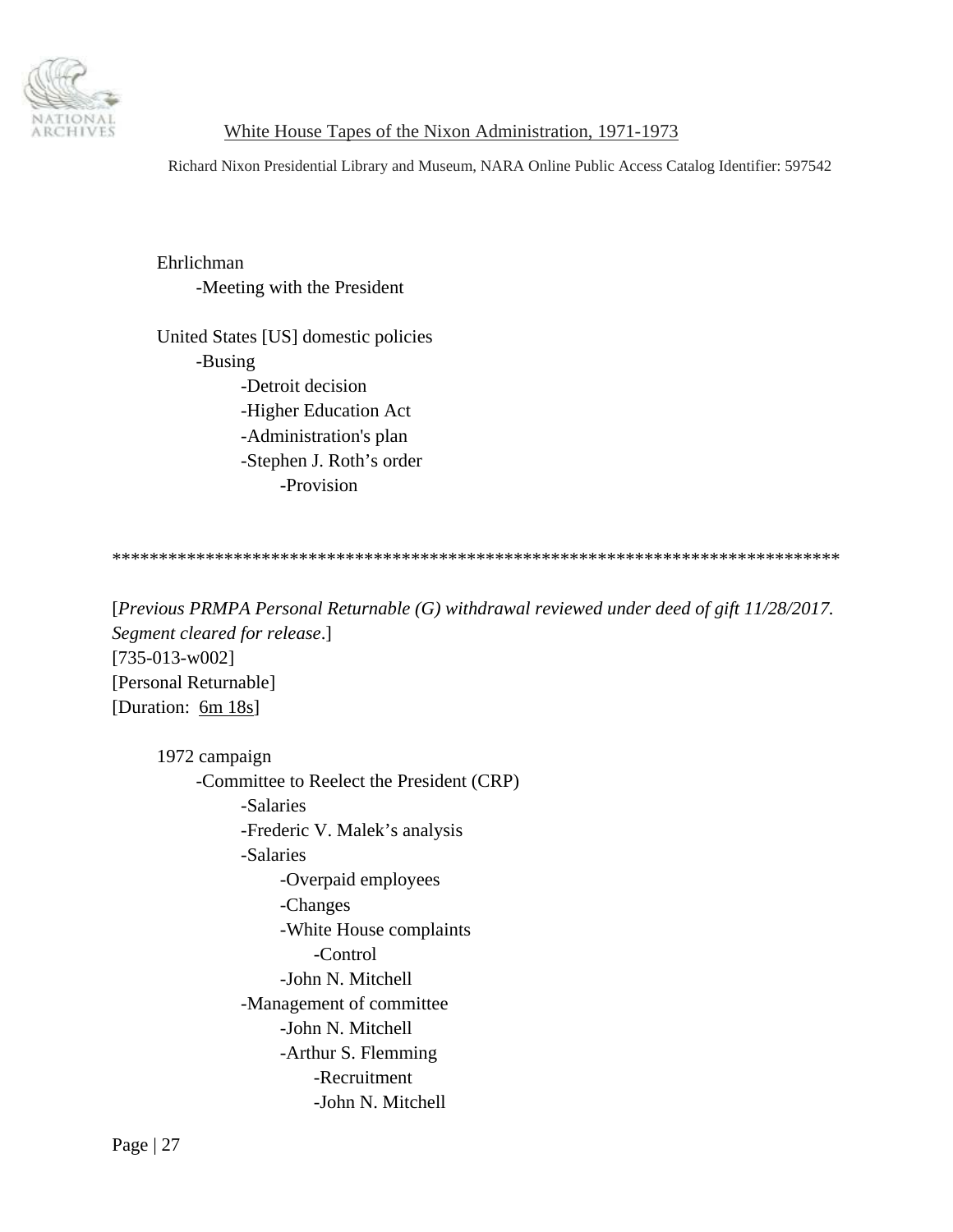Ehrlichman
- Meeting with the President

United States [US] domestic policies
- Busing
    - Detroit decision
    - Higher Education Act
    - Administration's plan
    - Stephen J. Roth's order
        - Provision

******************************************************************************

[*Previous PRMPA Personal Returnable (G) withdrawal reviewed under deed of gift 11/28/2017. Segment cleared for release*.]
[735-013-w002]
[Personal Returnable]
[Duration: 6m 18s]

1972 campaign
- Committee to Reelect the President (CRP)
    - Salaries
    - Frederic V. Malek's analysis
    - Salaries
        - Overpaid employees
        - Changes
        - White House complaints
            - Control
        - John N. Mitchell
    - Management of committee
        - John N. Mitchell
        - Arthur S. Flemming
            - Recruitment
            - John N. Mitchell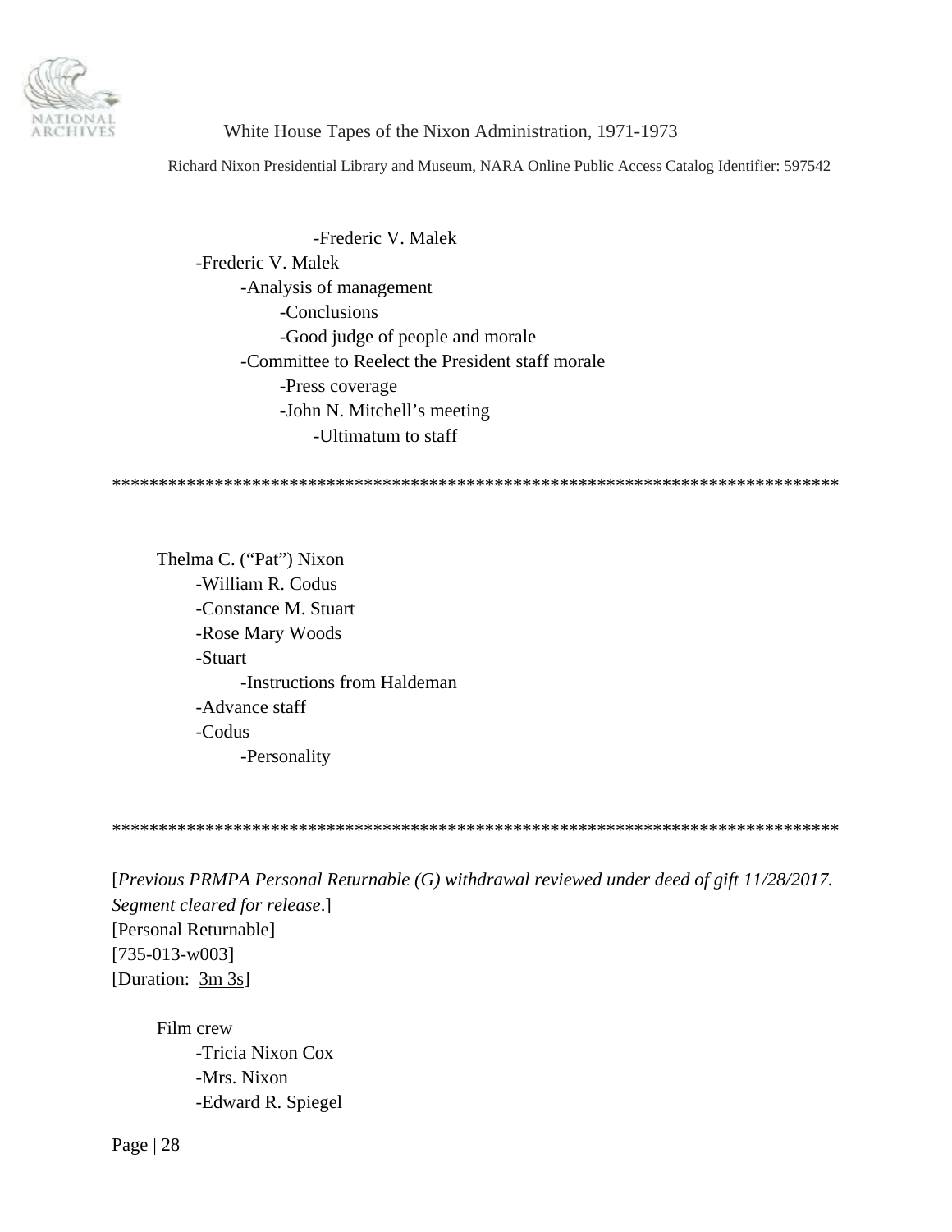-Frederic V. Malek
-Frederic V. Malek
    -Analysis of management
        -Conclusions
        -Good judge of people and morale
    -Committee to Reelect the President staff morale
        -Press coverage
        -John N. Mitchell's meeting
            -Ultimatum to staff

*******************************************************************************

Thelma C. ("Pat") Nixon
    -William R. Codus
    -Constance M. Stuart
    -Rose Mary Woods
    -Stuart
        -Instructions from Haldeman
    -Advance staff
    -Codus
        -Personality

*******************************************************************************

[*Previous PRMPA Personal Returnable (G) withdrawal reviewed under deed of gift 11/28/2017. Segment cleared for release*.]
[Personal Returnable]
[735-013-w003]
[Duration: 3m 3s]

Film crew
    -Tricia Nixon Cox
    -Mrs. Nixon
    -Edward R. Spiegel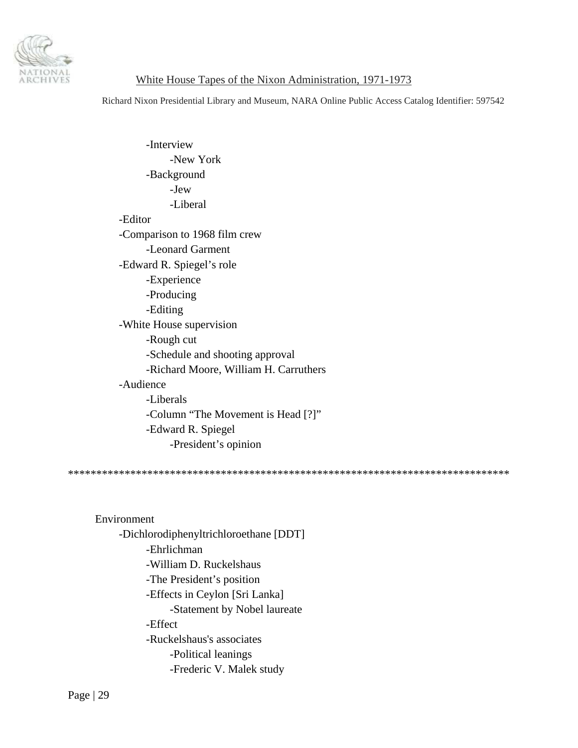- -Interview
    - -New York
- -Background
    - -Jew
    - -Liberal

-Editor

-Comparison to 1968 film crew
- -Leonard Garment

-Edward R. Spiegel's role
- -Experience
- -Producing
- -Editing

-White House supervision
- -Rough cut
- -Schedule and shooting approval
- -Richard Moore, William H. Carruthers

-Audience
- -Liberals
- -Column "The Movement is Head [?]"
- -Edward R. Spiegel
    - -President's opinion

*******************************************************************************

Environment

-Dichlorodiphenyltrichloroethane [DDT]
- -Ehrlichman
- -William D. Ruckelshaus
- -The President's position
- -Effects in Ceylon [Sri Lanka]
    - -Statement by Nobel laureate
- -Effect
- -Ruckelshaus's associates
    - -Political leanings
    - -Frederic V. Malek study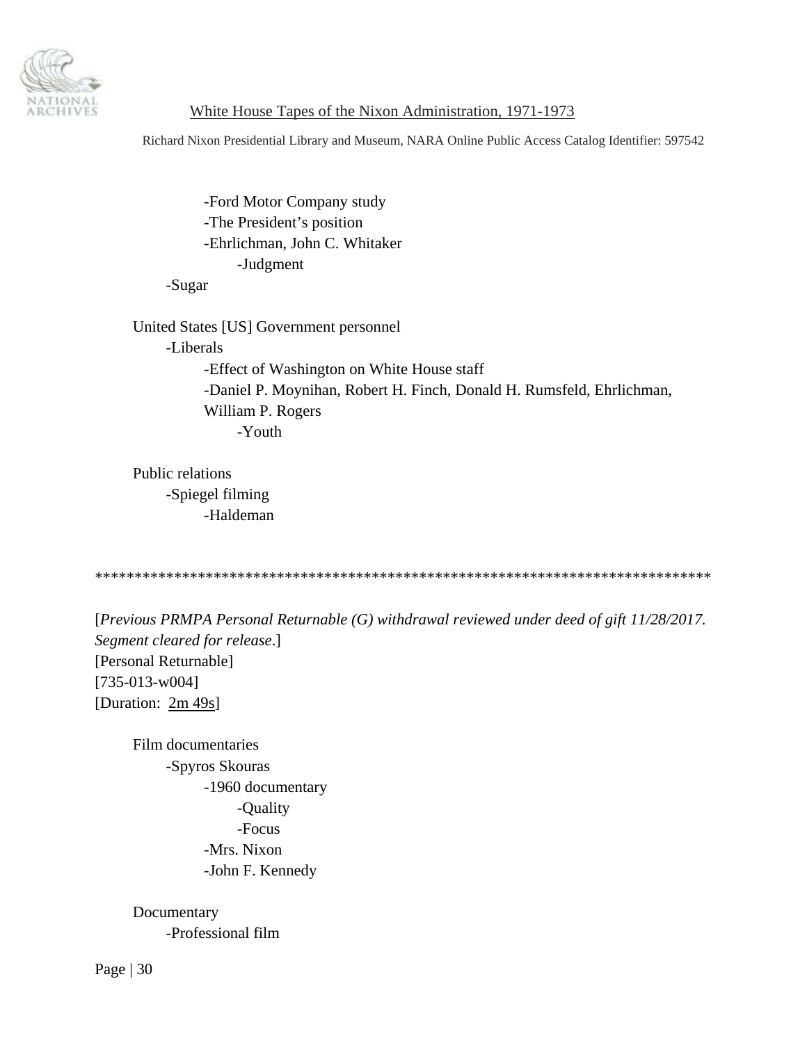-Ford Motor Company study
-The President's position
-Ehrlichman, John C. Whitaker
    -Judgment
-Sugar

United States [US] Government personnel
    -Liberals
        -Effect of Washington on White House staff
        -Daniel P. Moynihan, Robert H. Finch, Donald H. Rumsfeld, Ehrlichman, William P. Rogers
            -Youth

Public relations
    -Spiegel filming
        -Haldeman

******************************************************************************

[*Previous PRMPA Personal Returnable (G) withdrawal reviewed under deed of gift 11/28/2017. Segment cleared for release*.]
[Personal Returnable]
[735-013-w004]
[Duration: 2m 49s]

Film documentaries
    -Spyros Skouras
        -1960 documentary
            -Quality
            -Focus
        -Mrs. Nixon
        -John F. Kennedy

Documentary
    -Professional film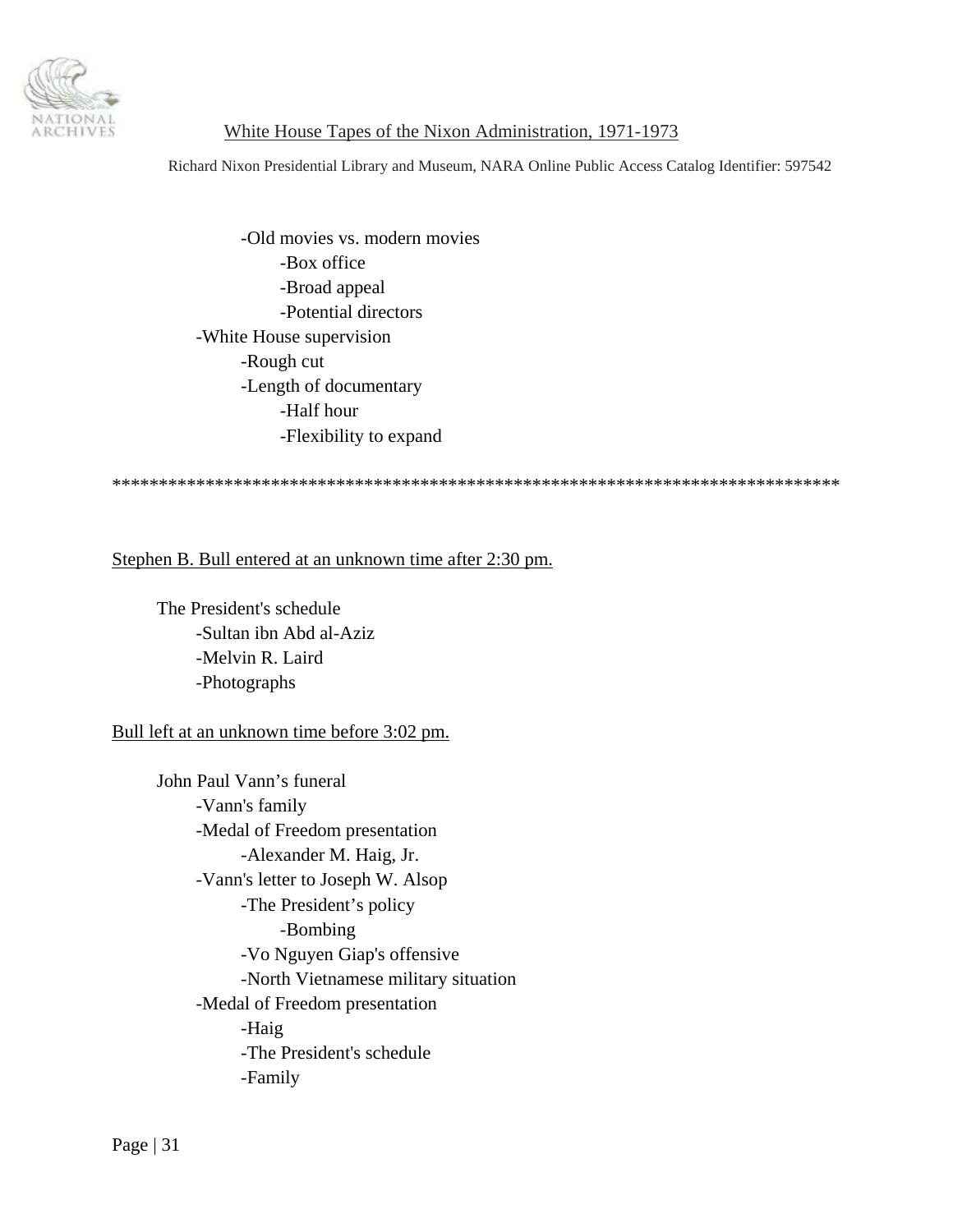-Old movies vs. modern movies
  -Box office
  -Broad appeal
  -Potential directors
-White House supervision
  -Rough cut
  -Length of documentary
    -Half hour
    -Flexibility to expand

*****************************************************************************

Stephen B. Bull entered at an unknown time after 2:30 pm.

The President's schedule
  -Sultan ibn Abd al-Aziz
  -Melvin R. Laird
  -Photographs

Bull left at an unknown time before 3:02 pm.

John Paul Vann's funeral
  -Vann's family
  -Medal of Freedom presentation
    -Alexander M. Haig, Jr.
  -Vann's letter to Joseph W. Alsop
    -The President's policy
      -Bombing
    -Vo Nguyen Giap's offensive
    -North Vietnamese military situation
  -Medal of Freedom presentation
    -Haig
    -The President's schedule
    -Family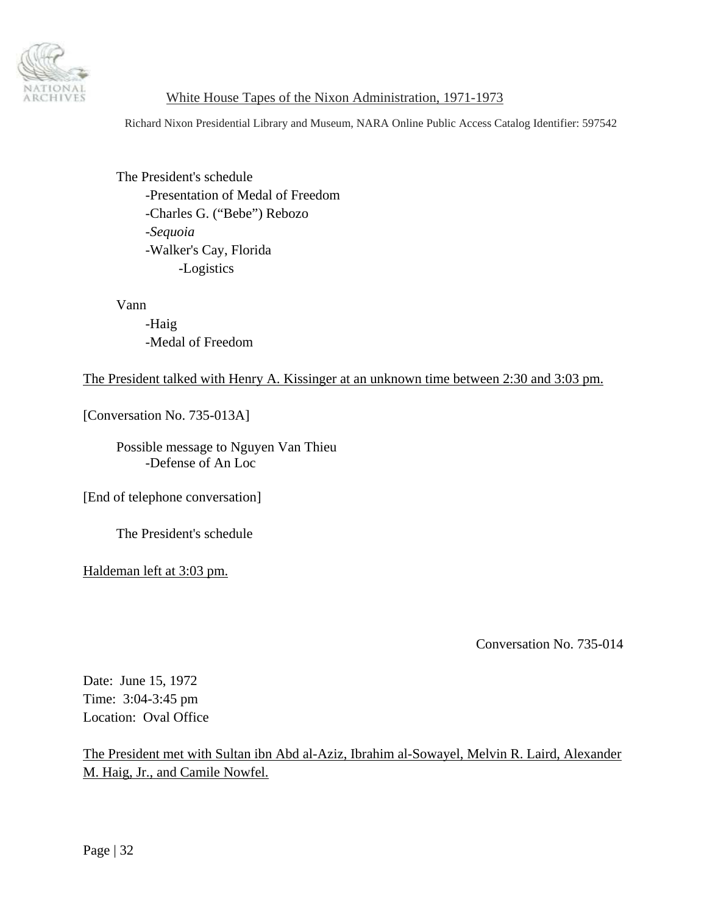The President's schedule
- -Presentation of Medal of Freedom
- -Charles G. ("Bebe") Rebozo
- -*Sequoia*
- -Walker's Cay, Florida
  - -Logistics

Vann
- -Haig
- -Medal of Freedom

<u>The President talked with Henry A. Kissinger at an unknown time between 2:30 and 3:03 pm.</u>

[Conversation No. 735-013A]

Possible message to Nguyen Van Thieu
- -Defense of An Loc

[End of telephone conversation]

The President's schedule

<u>Haldeman left at 3:03 pm.</u>

Conversation No. 735-014

Date: June 15, 1972
Time: 3:04-3:45 pm
Location: Oval Office

<u>The President met with Sultan ibn Abd al-Aziz, Ibrahim al-Sowayel, Melvin R. Laird, Alexander M. Haig, Jr., and Camile Nowfel.</u>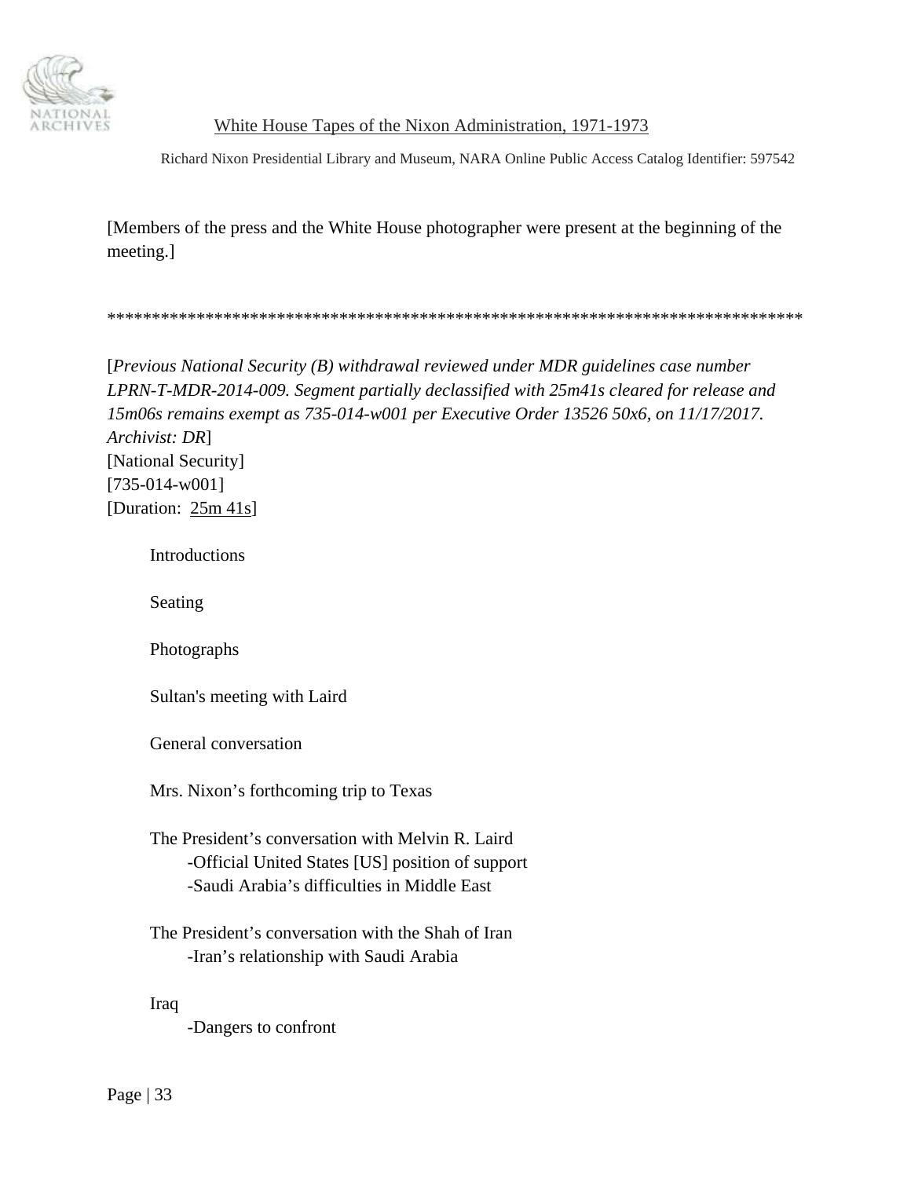[Members of the press and the White House photographer were present at the beginning of the meeting.]

********************************************************************************

[*Previous National Security (B) withdrawal reviewed under MDR guidelines case number LPRN-T-MDR-2014-009. Segment partially declassified with 25m41s cleared for release and 15m06s remains exempt as 735-014-w001 per Executive Order 13526 50x6, on 11/17/2017. Archivist: DR*]
[National Security]
[735-014-w001]
[Duration: 25m 41s]

Introductions

Seating

Photographs

Sultan's meeting with Laird

General conversation

Mrs. Nixon's forthcoming trip to Texas

The President's conversation with Melvin R. Laird
- Official United States [US] position of support
- Saudi Arabia's difficulties in Middle East

The President's conversation with the Shah of Iran
- Iran's relationship with Saudi Arabia

Iraq
- Dangers to confront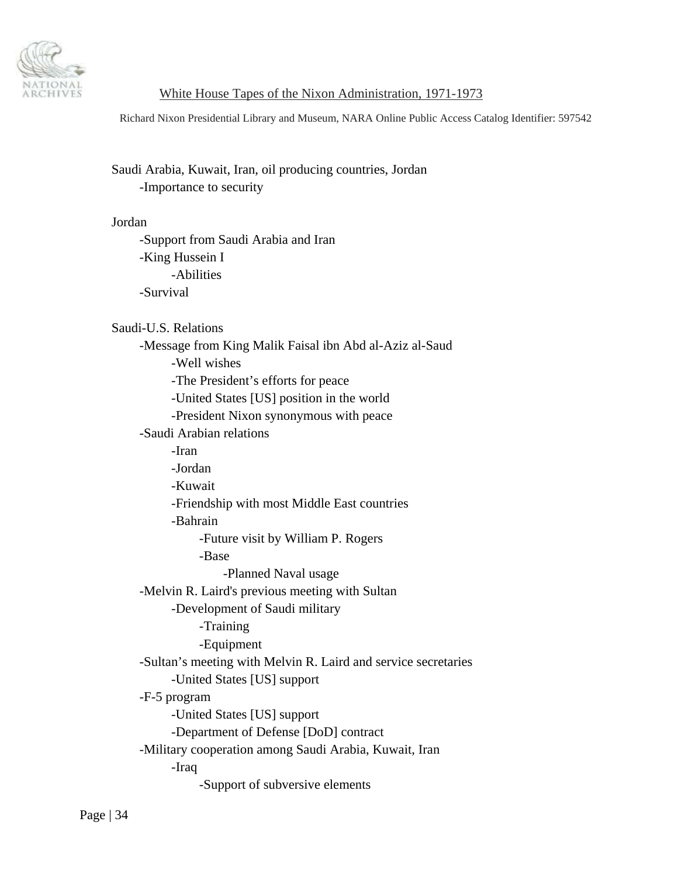Saudi Arabia, Kuwait, Iran, oil producing countries, Jordan
- -Importance to security

Jordan
- -Support from Saudi Arabia and Iran
- -King Hussein I
    - -Abilities
- -Survival

Saudi-U.S. Relations
- -Message from King Malik Faisal ibn Abd al-Aziz al-Saud
    - -Well wishes
    - -The President's efforts for peace
    - -United States [US] position in the world
    - -President Nixon synonymous with peace
- -Saudi Arabian relations
    - -Iran
    - -Jordan
    - -Kuwait
    - -Friendship with most Middle East countries
    - -Bahrain
        - -Future visit by William P. Rogers
        - -Base
            - -Planned Naval usage
- -Melvin R. Laird's previous meeting with Sultan
    - -Development of Saudi military
        - -Training
        - -Equipment
- -Sultan's meeting with Melvin R. Laird and service secretaries
    - -United States [US] support
- -F-5 program
    - -United States [US] support
    - -Department of Defense [DoD] contract
- -Military cooperation among Saudi Arabia, Kuwait, Iran
    - -Iraq
        - -Support of subversive elements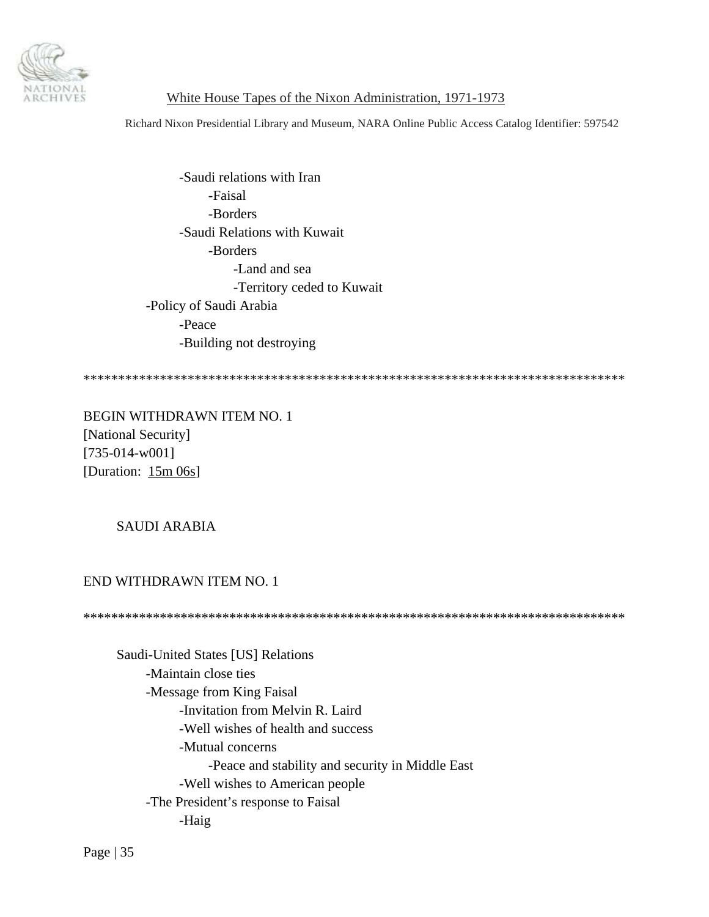- Saudi relations with Iran
    - Faisal
    - Borders
- Saudi Relations with Kuwait
    - Borders
        - Land and sea
        - Territory ceded to Kuwait

-Policy of Saudi Arabia
- Peace
- Building not destroying

******************************************************************************

BEGIN WITHDRAWN ITEM NO. 1
[National Security]
[735-014-w001]
[Duration: 15m 06s]

SAUDI ARABIA

END WITHDRAWN ITEM NO. 1

******************************************************************************

Saudi-United States [US] Relations
- Maintain close ties
- Message from King Faisal
    - Invitation from Melvin R. Laird
    - Well wishes of health and success
    - Mutual concerns
        - Peace and stability and security in Middle East
    - Well wishes to American people
- The President's response to Faisal
    - Haig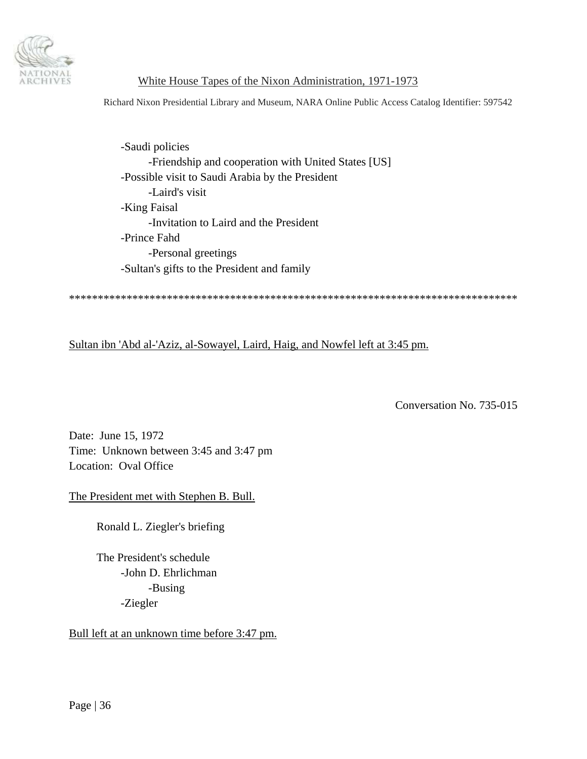- Saudi policies
    - Friendship and cooperation with United States [US]
- Possible visit to Saudi Arabia by the President
    - Laird's visit
- King Faisal
    - Invitation to Laird and the President
- Prince Fahd
    - Personal greetings
- Sultan's gifts to the President and family

*******************************************************************************

Sultan ibn 'Abd al-'Aziz, al-Sowayel, Laird, Haig, and Nowfel left at 3:45 pm.

Conversation No. 735-015

Date: June 15, 1972
Time: Unknown between 3:45 and 3:47 pm
Location: Oval Office

The President met with Stephen B. Bull.

Ronald L. Ziegler's briefing

The President's schedule
- John D. Ehrlichman
    - Busing
- Ziegler

Bull left at an unknown time before 3:47 pm.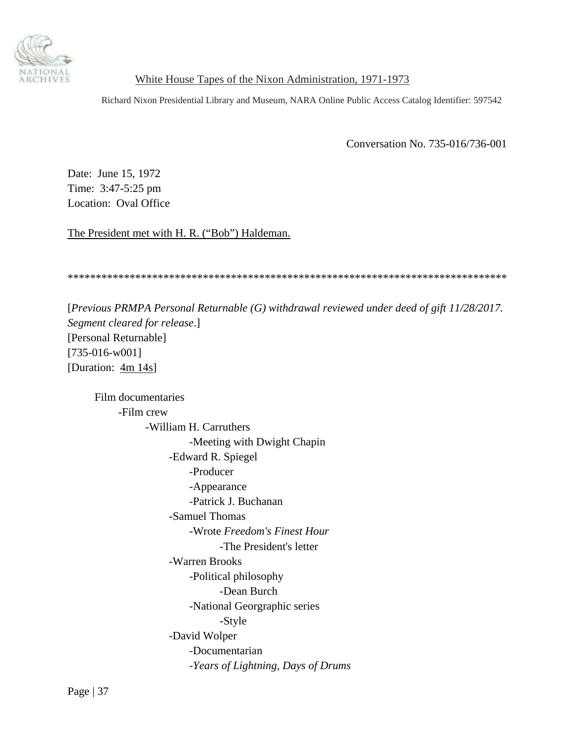White House Tapes of the Nixon Administration, 1971-1973

Richard Nixon Presidential Library and Museum, NARA Online Public Access Catalog Identifier: 597542

Conversation No. 735-016/736-001

Date: June 15, 1972
Time: 3:47-5:25 pm
Location: Oval Office

The President met with H. R. ("Bob") Haldeman.

*******************************************************************************

[*Previous PRMPA Personal Returnable (G) withdrawal reviewed under deed of gift 11/28/2017. Segment cleared for release*.]
[Personal Returnable]
[735-016-w001]
[Duration: 4m 14s]

- Film documentaries
  - -Film crew
    - -William H. Carruthers
      - -Meeting with Dwight Chapin
    - -Edward R. Spiegel
      - -Producer
      - -Appearance
      - -Patrick J. Buchanan
    - -Samuel Thomas
      - -Wrote *Freedom's Finest Hour*
        - -The President's letter
    - -Warren Brooks
      - -Political philosophy
        - -Dean Burch
      - -National Georgraphic series
        - -Style
    - -David Wolper
      - -Documentarian
      - -*Years of Lightning, Days of Drums*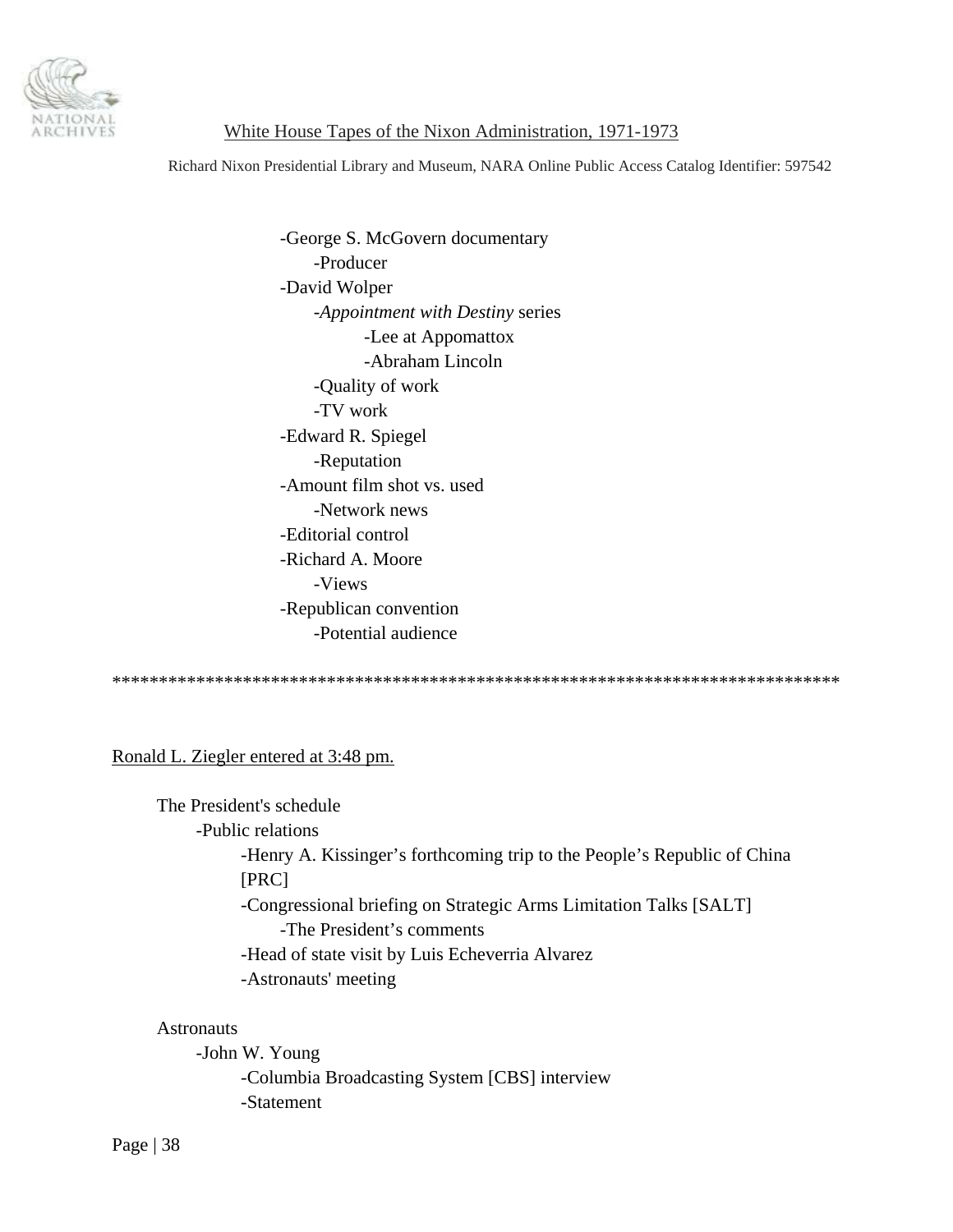-George S. McGovern documentary
    -Producer
-David Wolper
    -*Appointment with Destiny* series
        -Lee at Appomattox
        -Abraham Lincoln
    -Quality of work
    -TV work
-Edward R. Spiegel
    -Reputation
-Amount film shot vs. used
    -Network news
-Editorial control
-Richard A. Moore
    -Views
-Republican convention
    -Potential audience

*****************************************************************************

Ronald L. Ziegler entered at 3:48 pm.

The President's schedule
    -Public relations
        -Henry A. Kissinger's forthcoming trip to the People's Republic of China [PRC]
        -Congressional briefing on Strategic Arms Limitation Talks [SALT]
            -The President's comments
        -Head of state visit by Luis Echeverria Alvarez
        -Astronauts' meeting

Astronauts
    -John W. Young
        -Columbia Broadcasting System [CBS] interview
        -Statement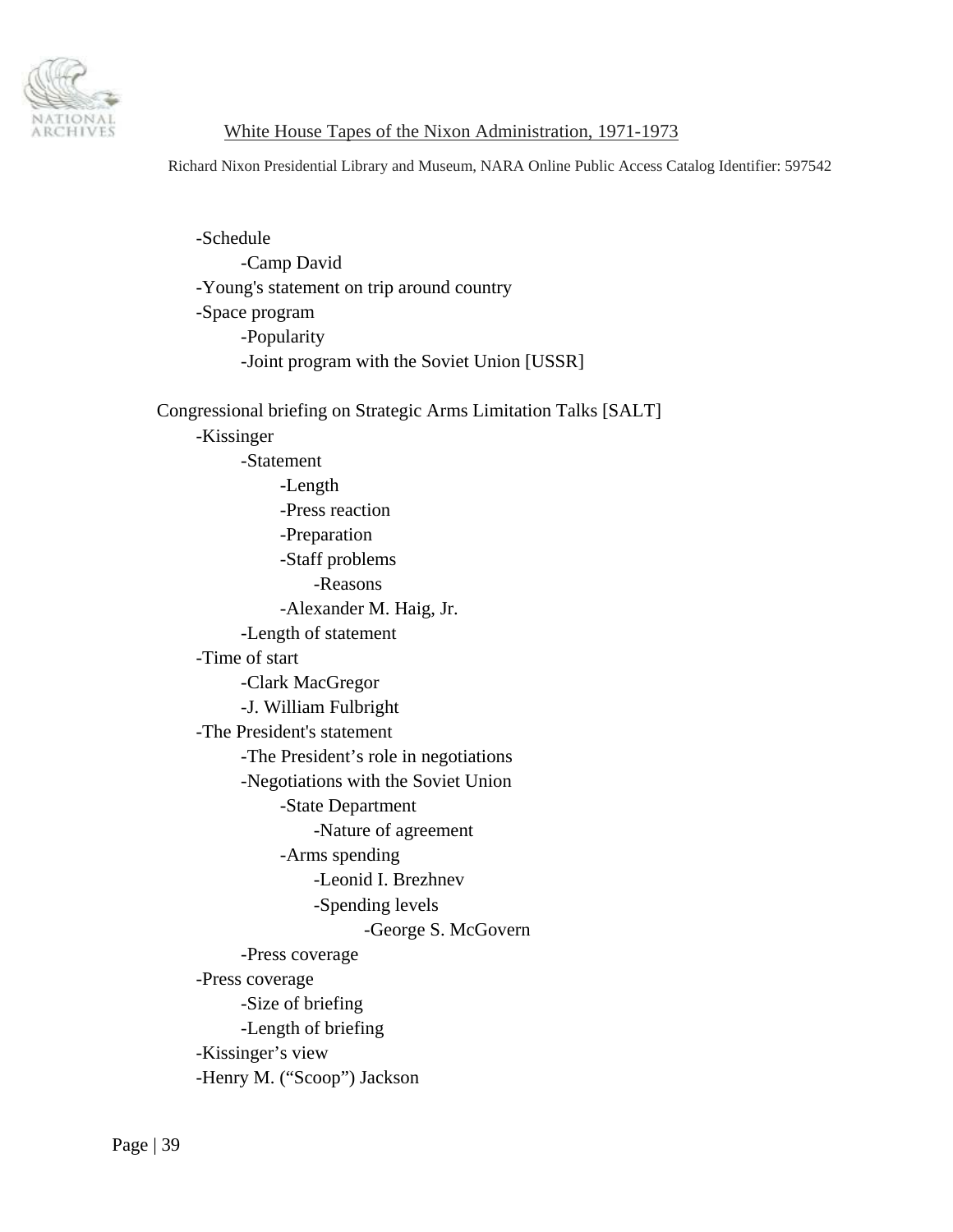- -Schedule
    - -Camp David
- -Young's statement on trip around country
- -Space program
    - -Popularity
    - -Joint program with the Soviet Union [USSR]

Congressional briefing on Strategic Arms Limitation Talks [SALT]

- -Kissinger
    - -Statement
        - -Length
        - -Press reaction
        - -Preparation
        - -Staff problems
            - -Reasons
        - -Alexander M. Haig, Jr.
    - -Length of statement
- -Time of start
    - -Clark MacGregor
    - -J. William Fulbright
- -The President's statement
    - -The President's role in negotiations
    - -Negotiations with the Soviet Union
        - -State Department
            - -Nature of agreement
        - -Arms spending
            - -Leonid I. Brezhnev
            - -Spending levels
                - -George S. McGovern
    - -Press coverage
- -Press coverage
    - -Size of briefing
    - -Length of briefing
- -Kissinger's view
- -Henry M. ("Scoop") Jackson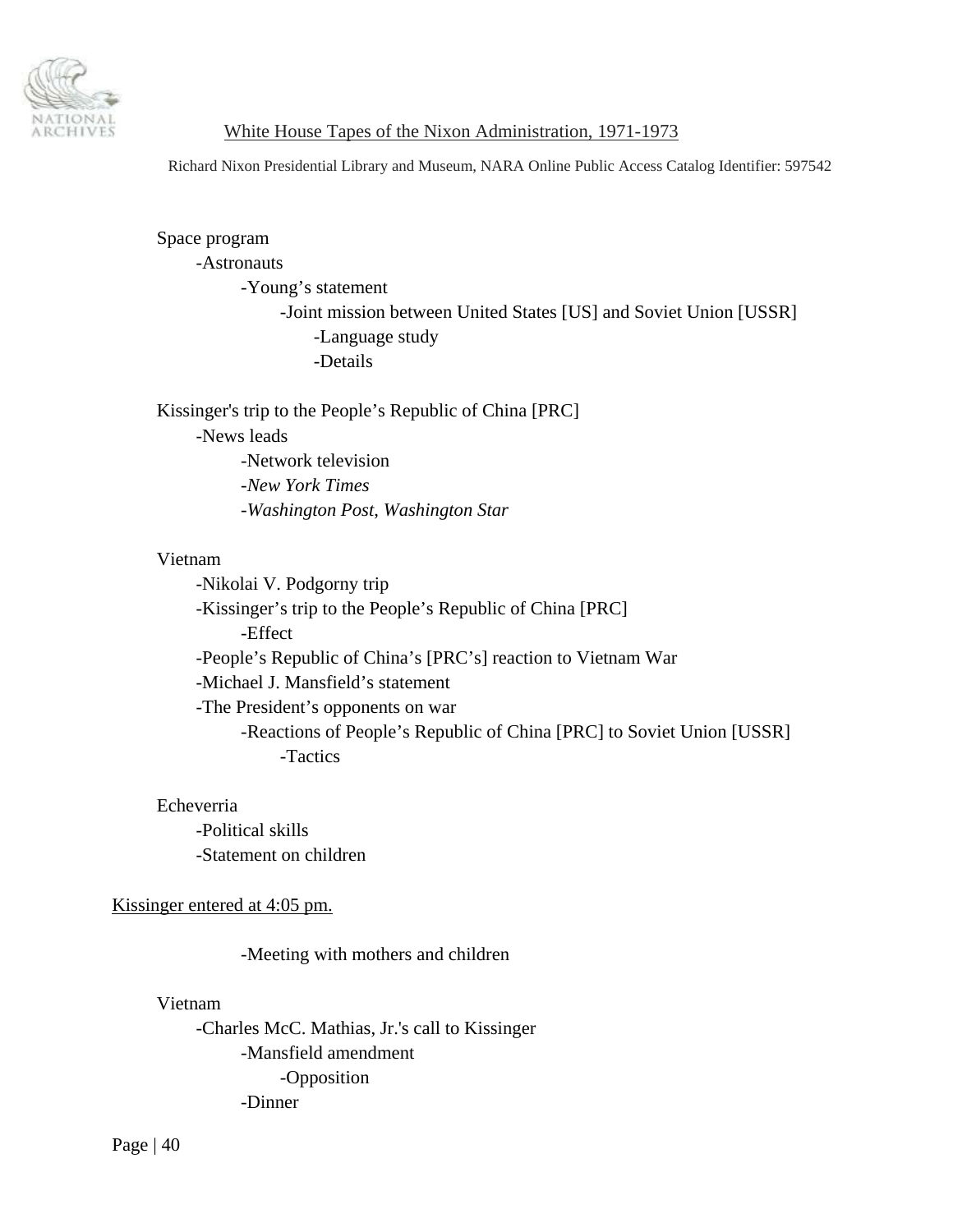Space program
- -Astronauts
    - -Young’s statement
        - -Joint mission between United States [US] and Soviet Union [USSR]
            - -Language study
            - -Details

Kissinger's trip to the People’s Republic of China [PRC]
- -News leads
    - -Network television
    - -*New York Times*
    - -*Washington Post*, *Washington Star*

Vietnam
- -Nikolai V. Podgorny trip
- -Kissinger’s trip to the People’s Republic of China [PRC]
    - -Effect
- -People’s Republic of China’s [PRC’s] reaction to Vietnam War
- -Michael J. Mansfield’s statement
- -The President’s opponents on war
    - -Reactions of People’s Republic of China [PRC] to Soviet Union [USSR]
        - -Tactics

Echeverria
- -Political skills
- -Statement on children

<u>Kissinger entered at 4:05 pm.</u>

- -Meeting with mothers and children

Vietnam
- -Charles McC. Mathias, Jr.'s call to Kissinger
    - -Mansfield amendment
        - -Opposition
    - -Dinner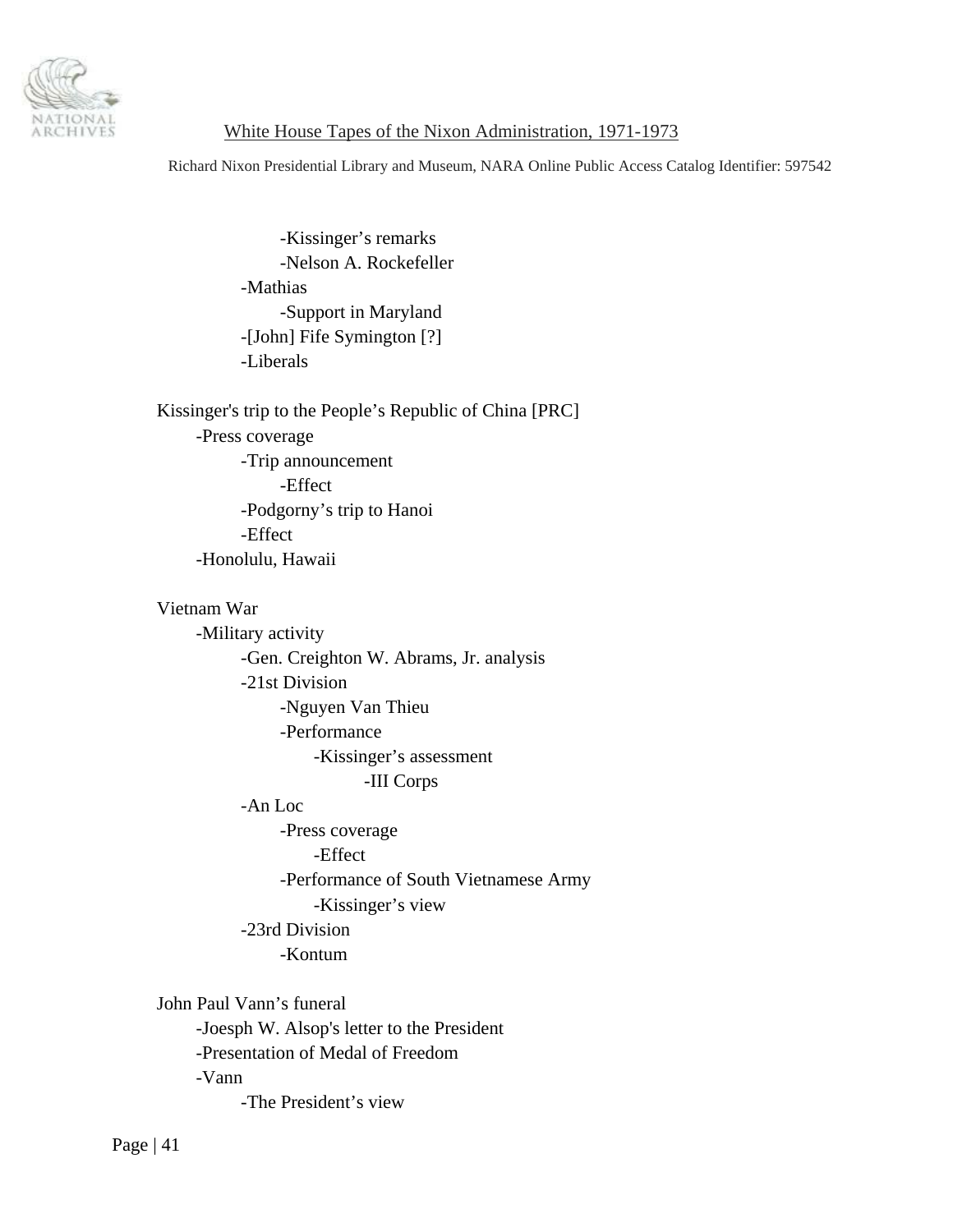-Kissinger's remarks
-Nelson A. Rockefeller
-Mathias
-Support in Maryland
-[John] Fife Symington [?]
-Liberals

Kissinger's trip to the People's Republic of China [PRC]
-Press coverage
-Trip announcement
-Effect
-Podgorny's trip to Hanoi
-Effect
-Honolulu, Hawaii

Vietnam War
-Military activity
-Gen. Creighton W. Abrams, Jr. analysis
-21st Division
-Nguyen Van Thieu
-Performance
-Kissinger's assessment
-III Corps
-An Loc
-Press coverage
-Effect
-Performance of South Vietnamese Army
-Kissinger's view
-23rd Division
-Kontum

John Paul Vann's funeral
-Joesph W. Alsop's letter to the President
-Presentation of Medal of Freedom
-Vann
-The President's view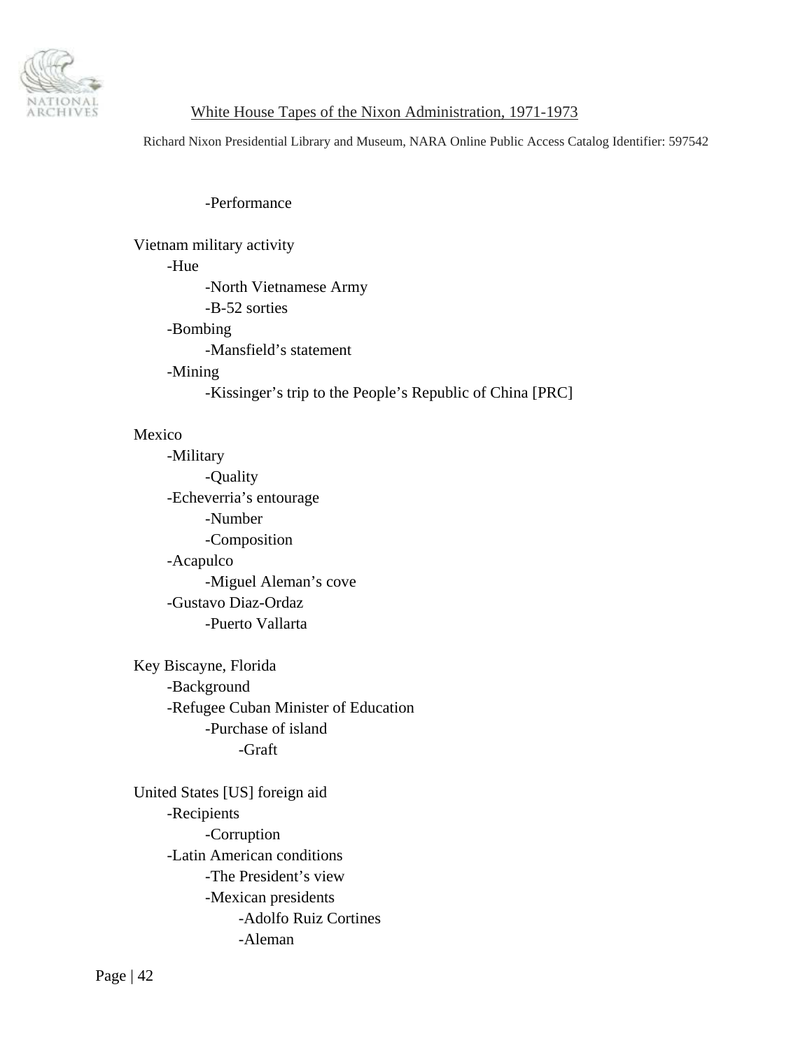-Performance

Vietnam military activity
- Hue
    - North Vietnamese Army
    - B-52 sorties
- Bombing
    - Mansfield's statement
- Mining
    - Kissinger's trip to the People's Republic of China [PRC]

Mexico
- Military
    - Quality
- Echeverria's entourage
    - Number
    - Composition
- Acapulco
    - Miguel Aleman's cove
- Gustavo Diaz-Ordaz
    - Puerto Vallarta

Key Biscayne, Florida
- Background
- Refugee Cuban Minister of Education
    - Purchase of island
        - Graft

United States [US] foreign aid
- Recipients
    - Corruption
- Latin American conditions
    - The President's view
    - Mexican presidents
        - Adolfo Ruiz Cortines
        - Aleman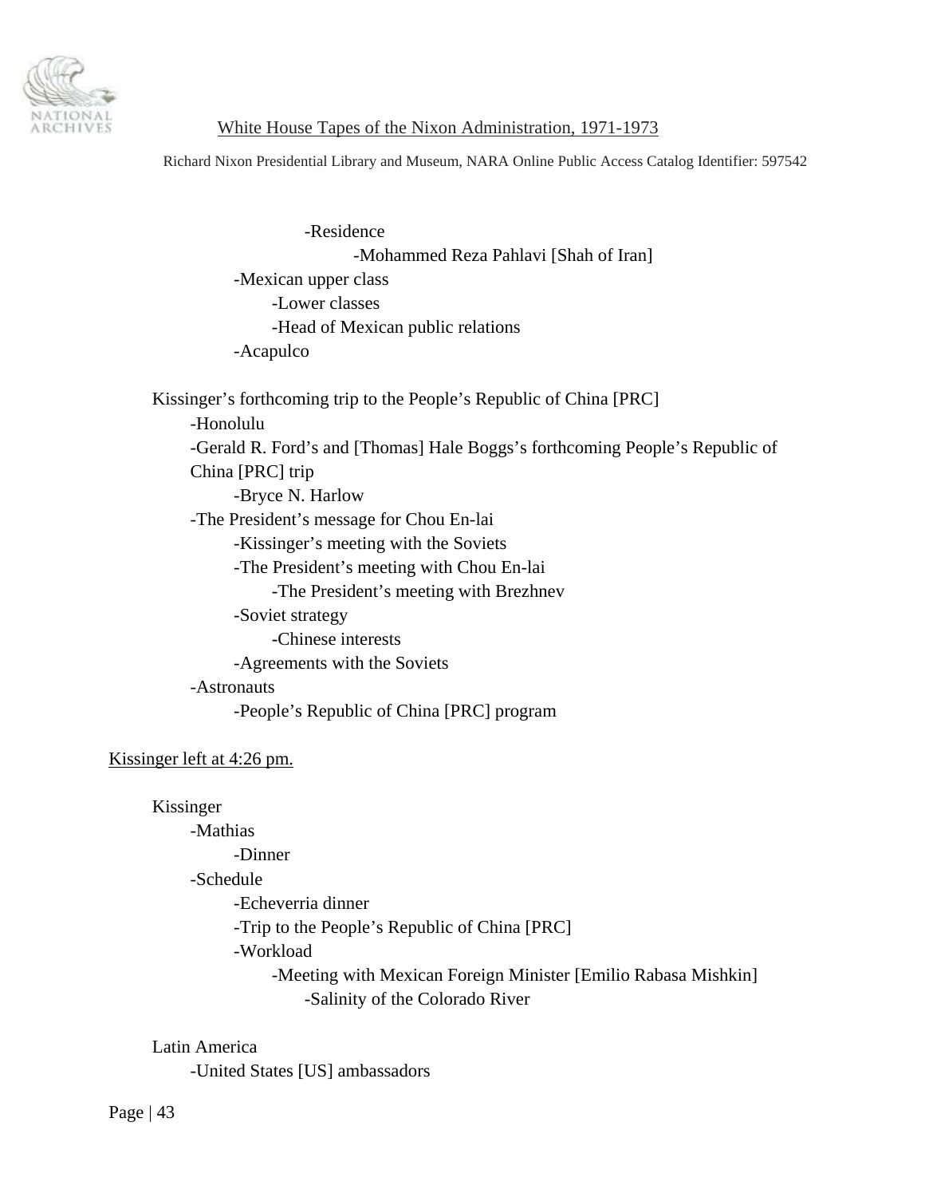-Residence
- -Mohammed Reza Pahlavi [Shah of Iran]

-Mexican upper class
- -Lower classes
- -Head of Mexican public relations

-Acapulco

Kissinger's forthcoming trip to the People's Republic of China [PRC]
- -Honolulu
- -Gerald R. Ford's and [Thomas] Hale Boggs's forthcoming People's Republic of China [PRC] trip
  - -Bryce N. Harlow
- -The President's message for Chou En-lai
  - -Kissinger's meeting with the Soviets
  - -The President's meeting with Chou En-lai
    - -The President's meeting with Brezhnev
  - -Soviet strategy
    - -Chinese interests
  - -Agreements with the Soviets
- -Astronauts
  - -People's Republic of China [PRC] program

<u>Kissinger left at 4:26 pm.</u>

Kissinger
- -Mathias
  - -Dinner
- -Schedule
  - -Echeverria dinner
  - -Trip to the People's Republic of China [PRC]
  - -Workload
    - -Meeting with Mexican Foreign Minister [Emilio Rabasa Mishkin]
      - -Salinity of the Colorado River

Latin America
- -United States [US] ambassadors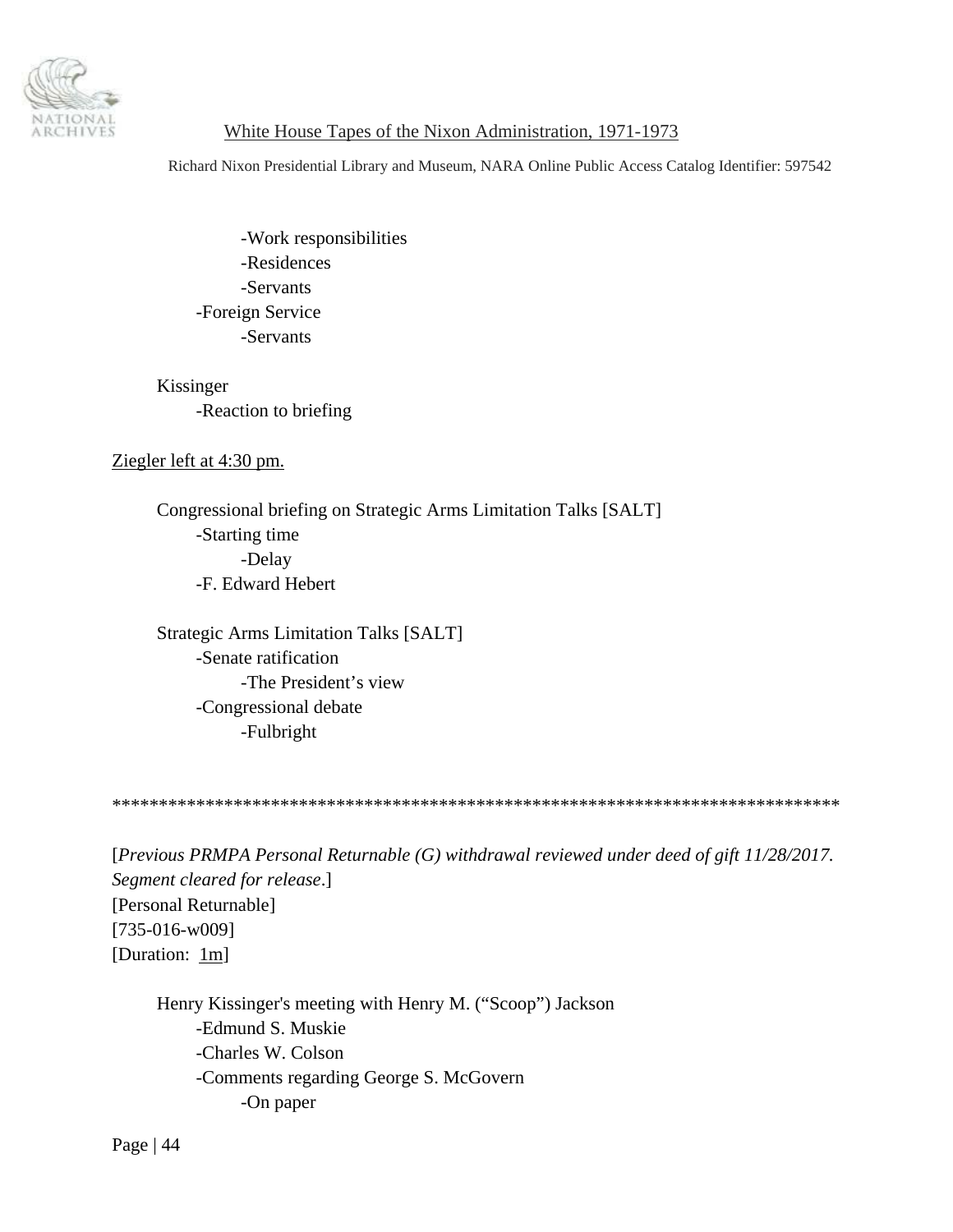-Work responsibilities
-Residences
-Servants
-Foreign Service
-Servants

Kissinger
-Reaction to briefing

Ziegler left at 4:30 pm.

Congressional briefing on Strategic Arms Limitation Talks [SALT]
-Starting time
-Delay
-F. Edward Hebert

Strategic Arms Limitation Talks [SALT]
-Senate ratification
-The President's view
-Congressional debate
-Fulbright

*******************************************************************************

[*Previous PRMPA Personal Returnable (G) withdrawal reviewed under deed of gift 11/28/2017. Segment cleared for release*.]
[Personal Returnable]
[735-016-w009]
[Duration: 1m]

Henry Kissinger's meeting with Henry M. ("Scoop") Jackson
-Edmund S. Muskie
-Charles W. Colson
-Comments regarding George S. McGovern
-On paper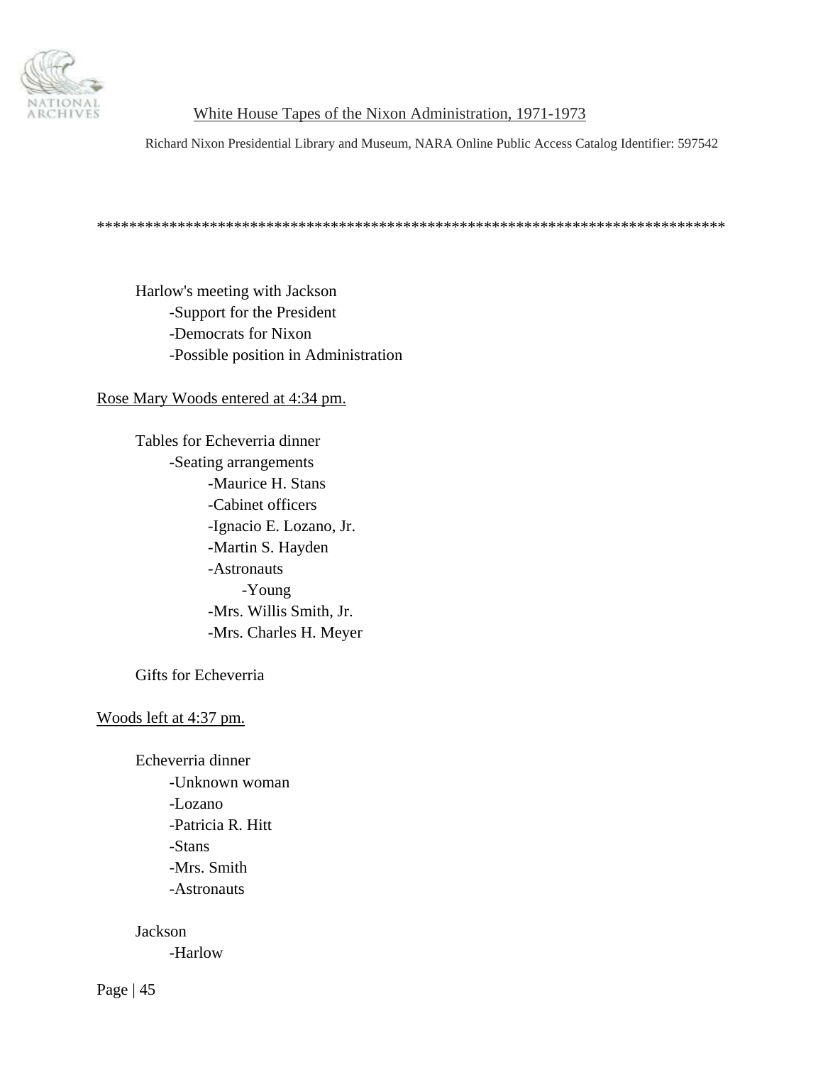Harlow's meeting with Jackson
- Support for the President
- Democrats for Nixon
- Possible position in Administration

Rose Mary Woods entered at 4:34 pm.

Tables for Echeverria dinner
- Seating arrangements
    - Maurice H. Stans
    - Cabinet officers
    - Ignacio E. Lozano, Jr.
    - Martin S. Hayden
    - Astronauts
        - Young
    - Mrs. Willis Smith, Jr.
    - Mrs. Charles H. Meyer

Gifts for Echeverria

Woods left at 4:37 pm.

Echeverria dinner
- Unknown woman
- Lozano
- Patricia R. Hitt
- Stans
- Mrs. Smith
- Astronauts

Jackson
- Harlow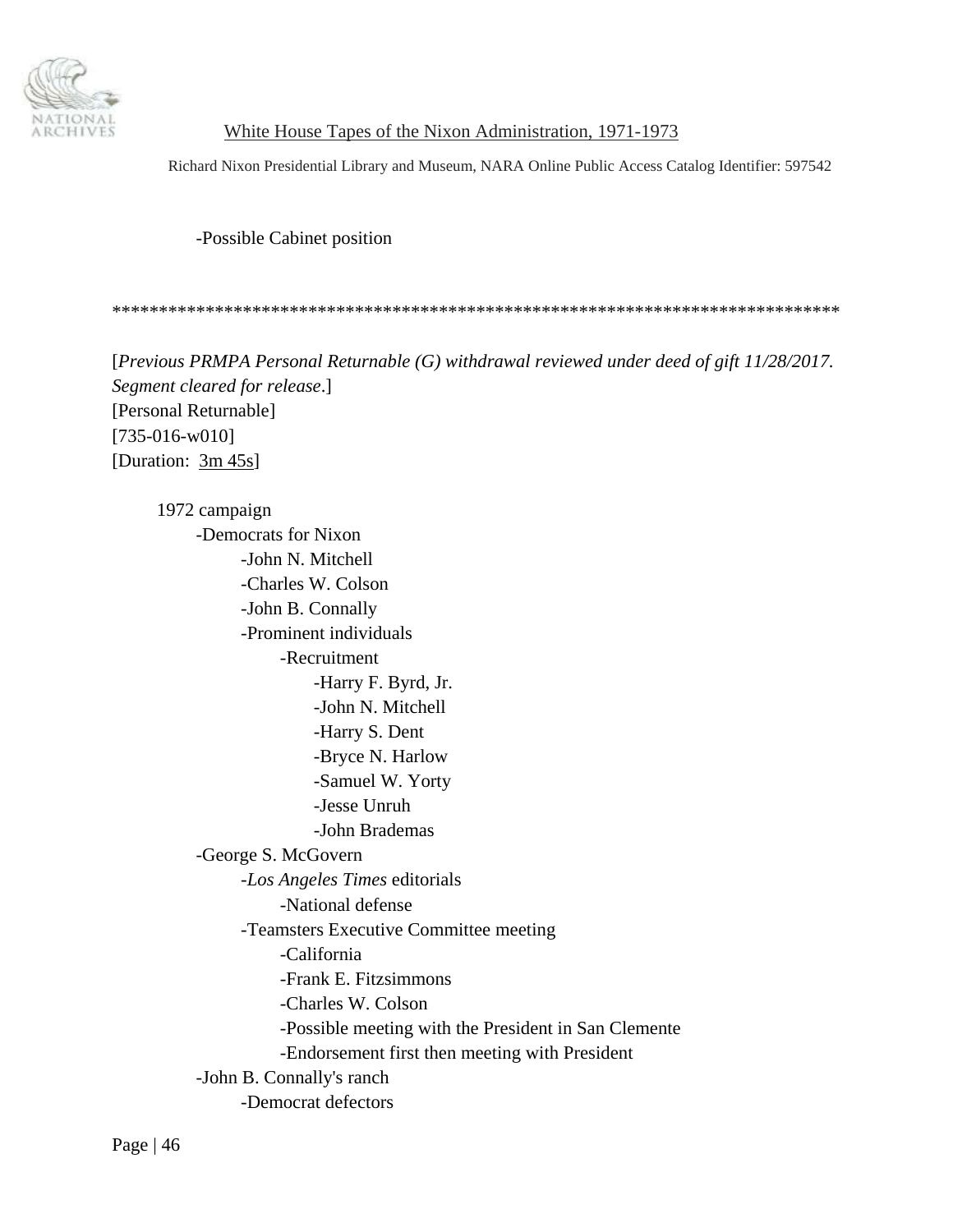-Possible Cabinet position

******************************************************************************

[*Previous PRMPA Personal Returnable (G) withdrawal reviewed under deed of gift 11/28/2017. Segment cleared for release*.]
[Personal Returnable]
[735-016-w010]
[Duration: 3m 45s]

1972 campaign
- -Democrats for Nixon
    - -John N. Mitchell
    - -Charles W. Colson
    - -John B. Connally
    - -Prominent individuals
        - -Recruitment
            - -Harry F. Byrd, Jr.
            - -John N. Mitchell
            - -Harry S. Dent
            - -Bryce N. Harlow
            - -Samuel W. Yorty
            - -Jesse Unruh
            - -John Brademas
- -George S. McGovern
    - -*Los Angeles Times* editorials
        - -National defense
    - -Teamsters Executive Committee meeting
        - -California
        - -Frank E. Fitzsimmons
        - -Charles W. Colson
        - -Possible meeting with the President in San Clemente
        - -Endorsement first then meeting with President
- -John B. Connally's ranch
    - -Democrat defectors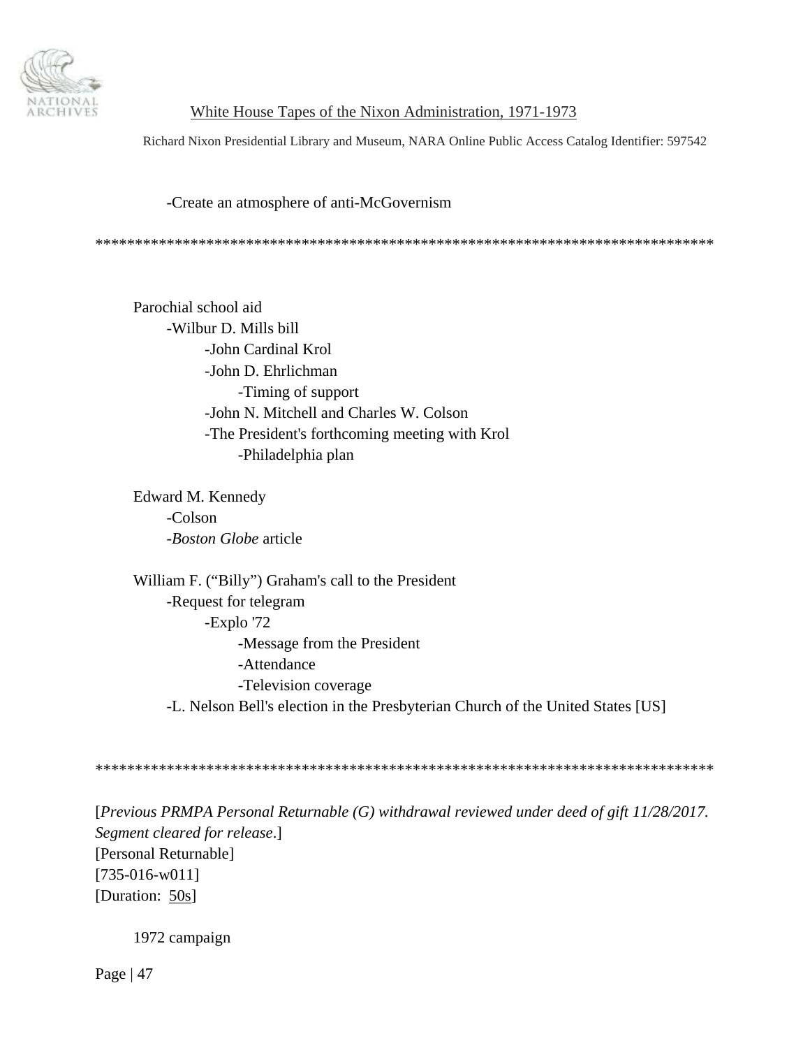-Create an atmosphere of anti-McGovernism

*******************************************************************************

Parochial school aid
- -Wilbur D. Mills bill
    - -John Cardinal Krol
    - -John D. Ehrlichman
        - -Timing of support
    - -John N. Mitchell and Charles W. Colson
    - -The President's forthcoming meeting with Krol
        - -Philadelphia plan

Edward M. Kennedy
- -Colson
- -*Boston Globe* article

William F. ("Billy") Graham's call to the President
- -Request for telegram
    - -Explo '72
        - -Message from the President
        - -Attendance
        - -Television coverage
- -L. Nelson Bell's election in the Presbyterian Church of the United States [US]

*******************************************************************************

[*Previous PRMPA Personal Returnable (G) withdrawal reviewed under deed of gift 11/28/2017. Segment cleared for release*.]
[Personal Returnable]
[735-016-w011]
[Duration: 50s]

1972 campaign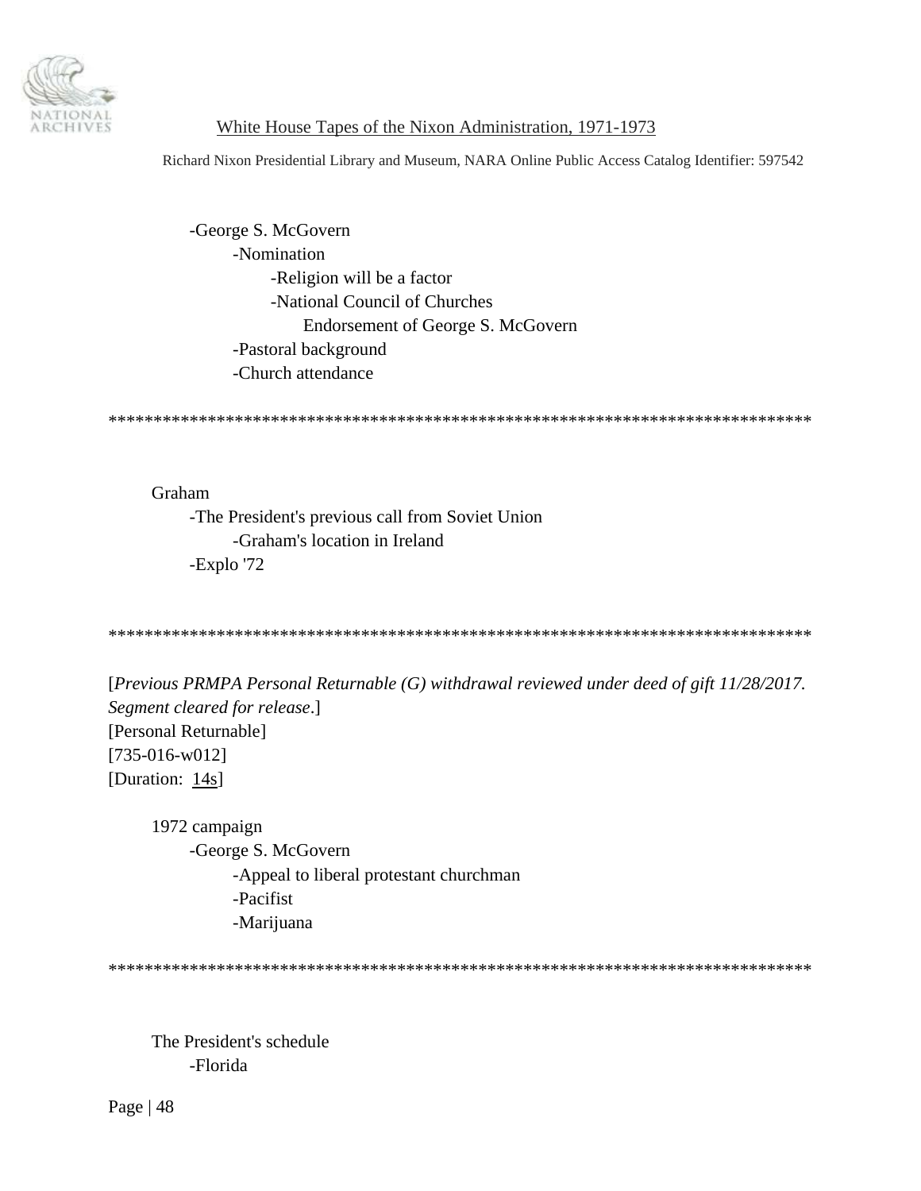- George S. McGovern
    - Nomination
        - Religion will be a factor
        - National Council of Churches
            Endorsement of George S. McGovern
    - Pastoral background
    - Church attendance

******************************************************************************

Graham
- The President's previous call from Soviet Union
    - Graham's location in Ireland
- Explo '72

******************************************************************************

[*Previous PRMPA Personal Returnable (G) withdrawal reviewed under deed of gift 11/28/2017. Segment cleared for release*.]
[Personal Returnable]
[735-016-w012]
[Duration: 14s]

1972 campaign
- George S. McGovern
    - Appeal to liberal protestant churchman
    - Pacifist
    - Marijuana

******************************************************************************

The President's schedule
- Florida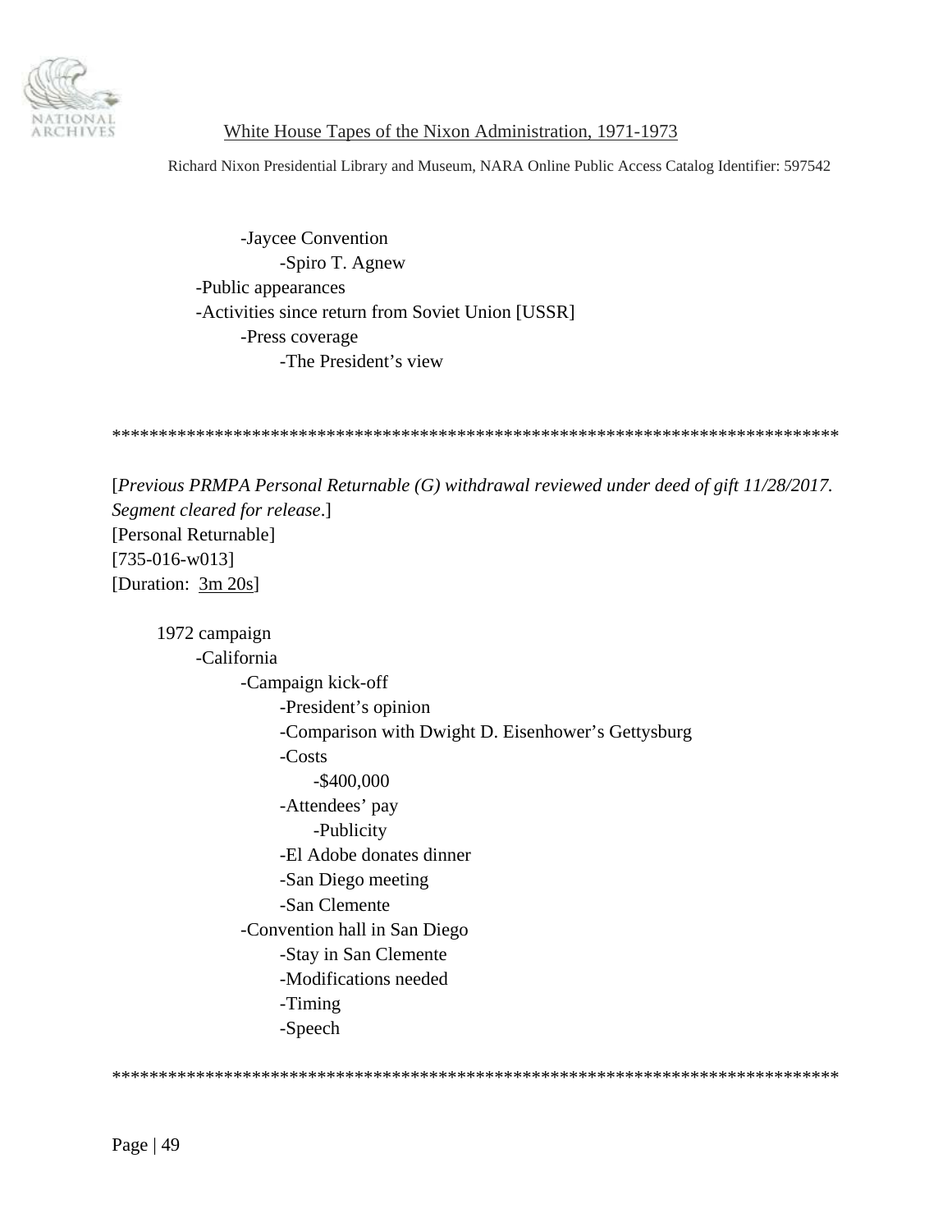- Jaycee Convention
    - Spiro T. Agnew
- Public appearances
- Activities since return from Soviet Union [USSR]
    - Press coverage
        - The President's view

********************************************************************************

[*Previous PRMPA Personal Returnable (G) withdrawal reviewed under deed of gift 11/28/2017. Segment cleared for release*.]
[Personal Returnable]
[735-016-w013]
[Duration: 3m 20s]

1972 campaign
- California
    - Campaign kick-off
        - President's opinion
        - Comparison with Dwight D. Eisenhower's Gettysburg
        - Costs
            - $400,000
        - Attendees' pay
            - Publicity
        - El Adobe donates dinner
        - San Diego meeting
        - San Clemente
    - Convention hall in San Diego
        - Stay in San Clemente
        - Modifications needed
        - Timing
        - Speech

********************************************************************************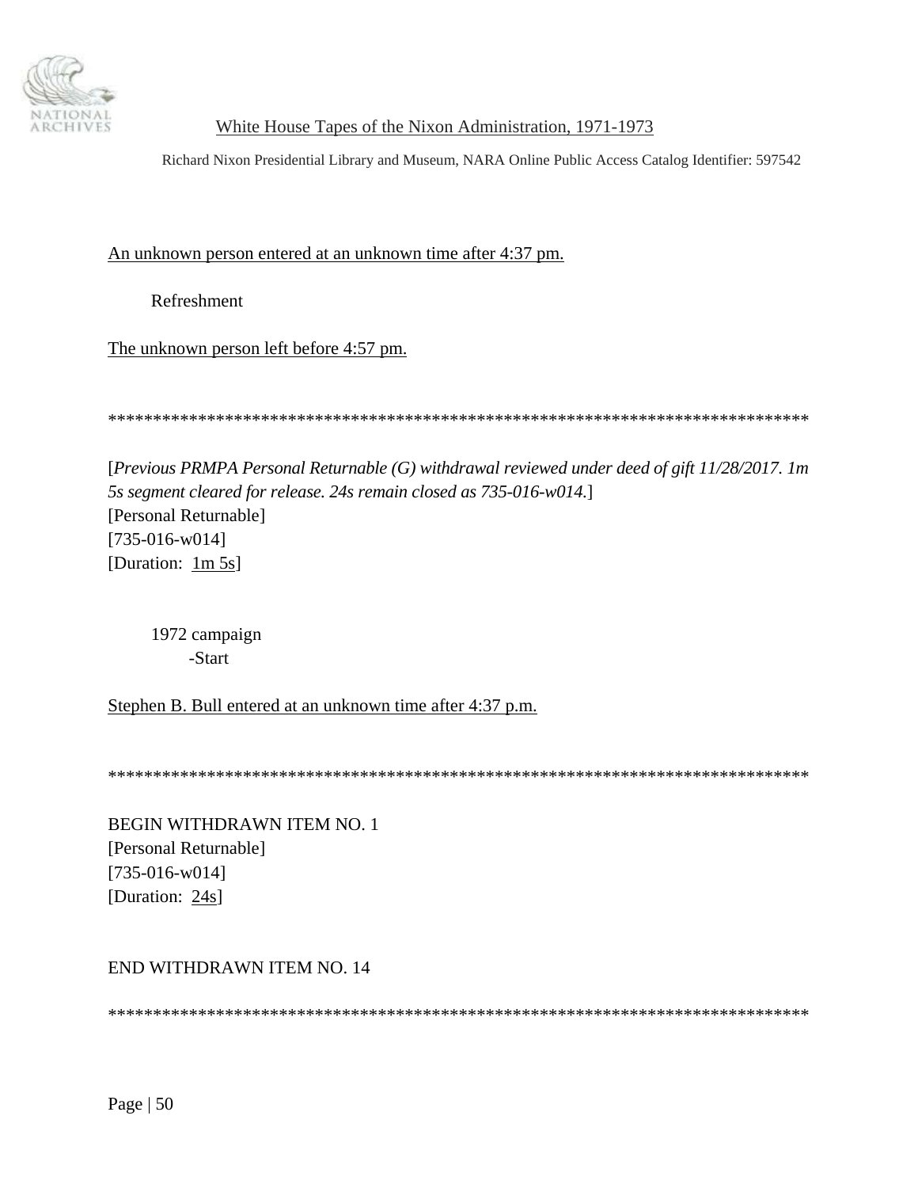<u>An unknown person entered at an unknown time after 4:37 pm.</u>

Refreshment

<u>The unknown person left before 4:57 pm.</u>

*******************************************************************************

[*Previous PRMPA Personal Returnable (G) withdrawal reviewed under deed of gift 11/28/2017. 1m 5s segment cleared for release. 24s remain closed as 735-016-w014.*]
[Personal Returnable]
[735-016-w014]
[Duration: <u>1m 5s</u>]

1972 campaign
-Start

<u>Stephen B. Bull entered at an unknown time after 4:37 p.m.</u>

*******************************************************************************

BEGIN WITHDRAWN ITEM NO. 1
[Personal Returnable]
[735-016-w014]
[Duration: <u>24s</u>]

END WITHDRAWN ITEM NO. 14

*******************************************************************************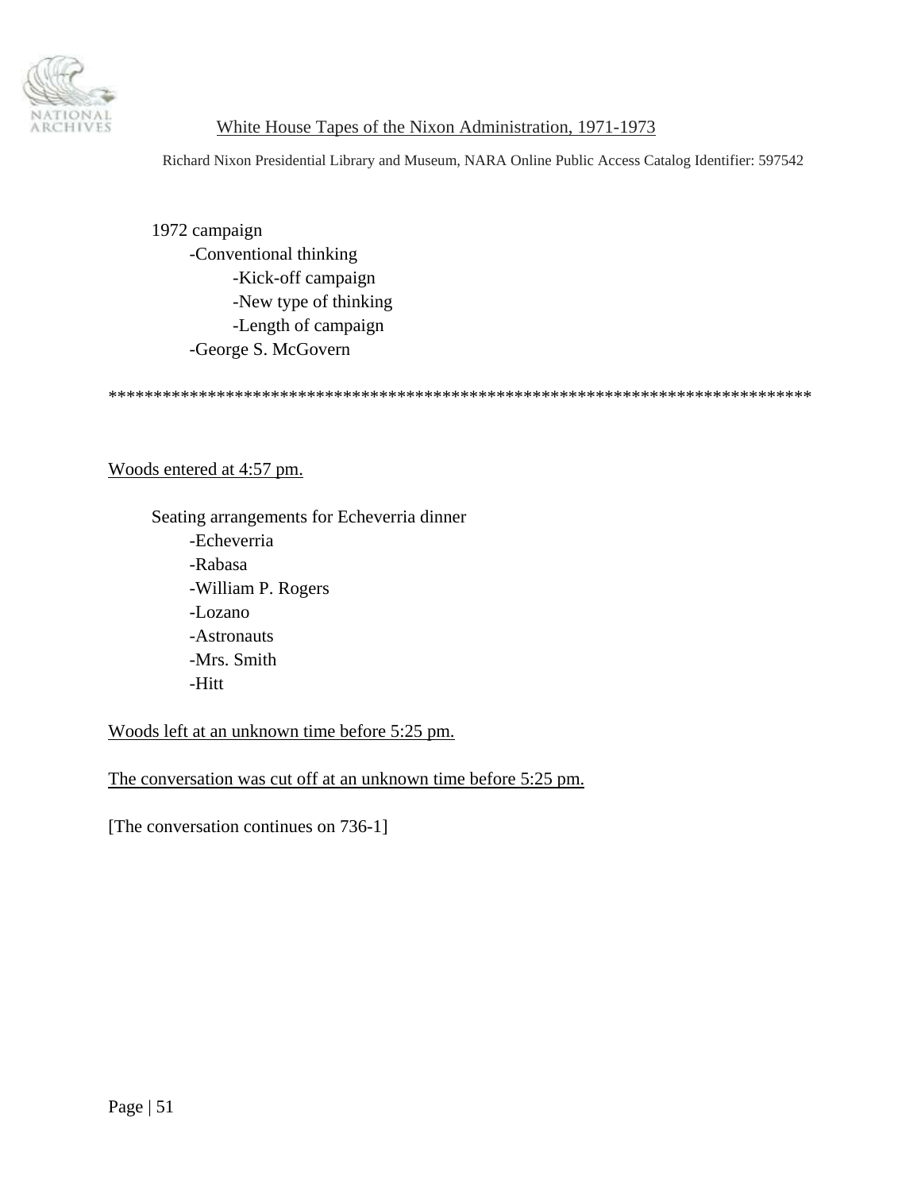1972 campaign
- Conventional thinking
  - Kick-off campaign
  - New type of thinking
  - Length of campaign
- George S. McGovern

*****************************************************************************

Woods entered at 4:57 pm.

Seating arrangements for Echeverria dinner
- Echeverria
- Rabasa
- William P. Rogers
- Lozano
- Astronauts
- Mrs. Smith
- Hitt

Woods left at an unknown time before 5:25 pm.

The conversation was cut off at an unknown time before 5:25 pm.

[The conversation continues on 736-1]